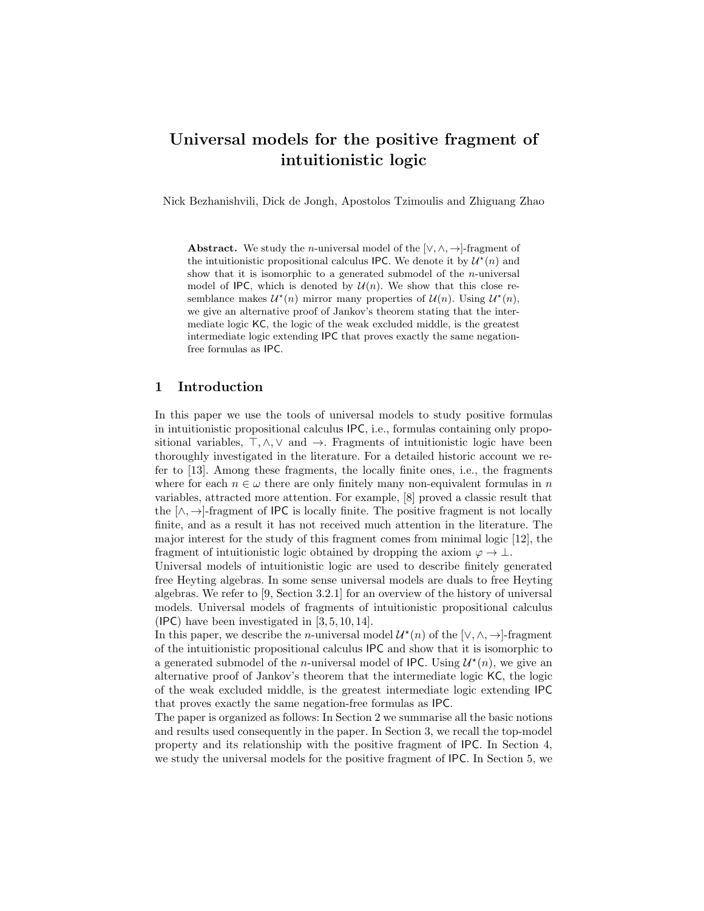# Universal models for the positive fragment of intuitionistic logic

Nick Bezhanishvili, Dick de Jongh, Apostolos Tzimoulis and Zhiguang Zhao

**Abstract.** We study the $n$-universal model of the $[\vee, \wedge, \rightarrow]$-fragment of the intuitionistic propositional calculus IPC. We denote it by $\mathcal{U}^\star(n)$ and show that it is isomorphic to a generated submodel of the $n$-universal model of IPC, which is denoted by $\mathcal{U}(n)$. We show that this close resemblance makes $\mathcal{U}^\star(n)$ mirror many properties of $\mathcal{U}(n)$. Using $\mathcal{U}^\star(n)$, we give an alternative proof of Jankov's theorem stating that the intermediate logic KC, the logic of the weak excluded middle, is the greatest intermediate logic extending IPC that proves exactly the same negation-free formulas as IPC.

## 1 Introduction

In this paper we use the tools of universal models to study positive formulas in intuitionistic propositional calculus IPC, i.e., formulas containing only propositional variables, $\top, \wedge, \vee$ and $\rightarrow$. Fragments of intuitionistic logic have been thoroughly investigated in the literature. For a detailed historic account we refer to [13]. Among these fragments, the locally finite ones, i.e., the fragments where for each $n \in \omega$ there are only finitely many non-equivalent formulas in $n$ variables, attracted more attention. For example, [8] proved a classic result that the $[\wedge, \rightarrow]$-fragment of IPC is locally finite. The positive fragment is not locally finite, and as a result it has not received much attention in the literature. The major interest for the study of this fragment comes from minimal logic [12], the fragment of intuitionistic logic obtained by dropping the axiom $\varphi \rightarrow \bot$.

Universal models of intuitionistic logic are used to describe finitely generated free Heyting algebras. In some sense universal models are duals to free Heyting algebras. We refer to [9, Section 3.2.1] for an overview of the history of universal models. Universal models of fragments of intuitionistic propositional calculus (IPC) have been investigated in [3, 5, 10, 14].

In this paper, we describe the $n$-universal model $\mathcal{U}^\star(n)$ of the $[\vee, \wedge, \rightarrow]$-fragment of the intuitionistic propositional calculus IPC and show that it is isomorphic to a generated submodel of the $n$-universal model of IPC. Using $\mathcal{U}^\star(n)$, we give an alternative proof of Jankov's theorem that the intermediate logic KC, the logic of the weak excluded middle, is the greatest intermediate logic extending IPC that proves exactly the same negation-free formulas as IPC.

The paper is organized as follows: In Section 2 we summarise all the basic notions and results used consequently in the paper. In Section 3, we recall the top-model property and its relationship with the positive fragment of IPC. In Section 4, we study the universal models for the positive fragment of IPC. In Section 5, we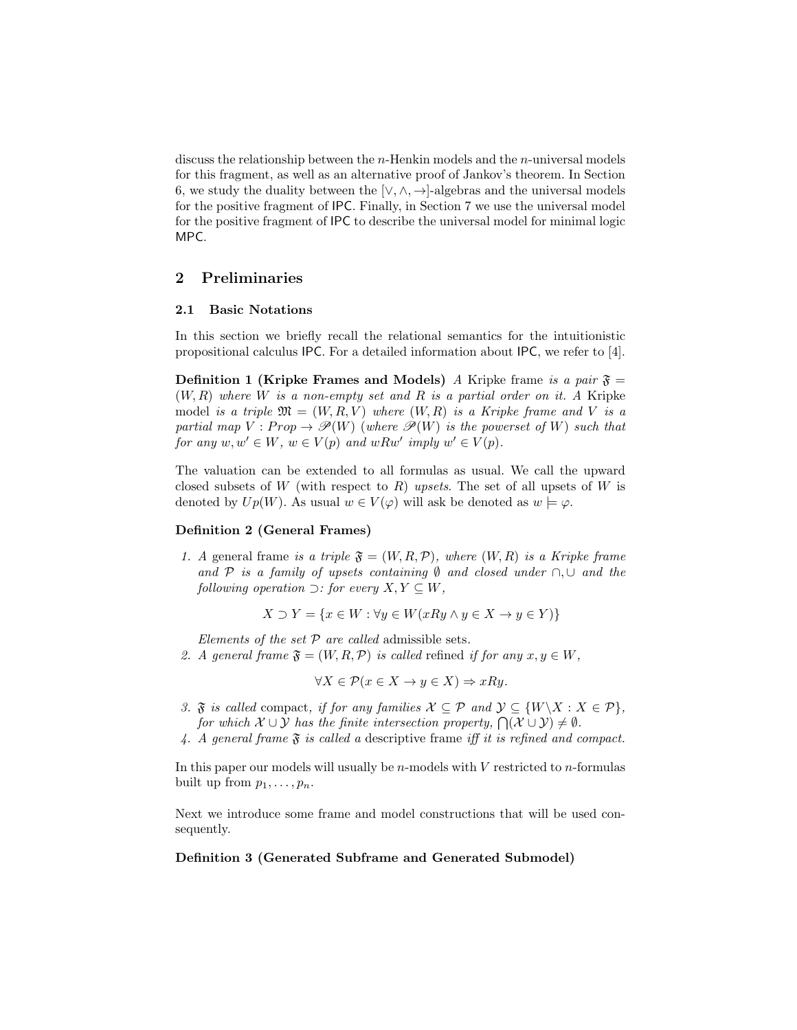discuss the relationship between the $n$-Henkin models and the $n$-universal models for this fragment, as well as an alternative proof of Jankov's theorem. In Section 6, we study the duality between the $[\vee, \wedge, \to]$-algebras and the universal models for the positive fragment of IPC. Finally, in Section 7 we use the universal model for the positive fragment of IPC to describe the universal model for minimal logic MPC.

## 2 Preliminaries

### 2.1 Basic Notations

In this section we briefly recall the relational semantics for the intuitionistic propositional calculus IPC. For a detailed information about IPC, we refer to [4].

**Definition 1 (Kripke Frames and Models)** *A* Kripke frame *is a pair* $\mathfrak{F} = (W, R)$ *where* $W$ *is a non-empty set and* $R$ *is a partial order on it. A* Kripke model *is a triple* $\mathfrak{M} = (W, R, V)$ *where* $(W, R)$ *is a Kripke frame and* $V$ *is a partial map* $V : Prop \to \mathscr{P}(W)$ *(where* $\mathscr{P}(W)$ *is the powerset of* $W$*) such that for any* $w, w' \in W$*,* $w \in V(p)$ *and* $wRw'$ *imply* $w' \in V(p)$*.*

The valuation can be extended to all formulas as usual. We call the upward closed subsets of $W$ (with respect to $R$) *upsets*. The set of all upsets of $W$ is denoted by $Up(W)$. As usual $w \in V(\varphi)$ will ask be denoted as $w \models \varphi$.

**Definition 2 (General Frames)**

1. *A* general frame *is a triple* $\mathfrak{F} = (W, R, \mathcal{P})$*, where* $(W, R)$ *is a Kripke frame and* $\mathcal{P}$ *is a family of upsets containing* $\emptyset$ *and closed under* $\cap, \cup$ *and the following operation* $\supset$*: for every* $X, Y \subseteq W$*,*
$$X \supset Y = \{x \in W : \forall y \in W(xRy \wedge y \in X \to y \in Y)\}$$
*Elements of the set* $\mathcal{P}$ *are called* admissible sets*.*
2. *A general frame* $\mathfrak{F} = (W, R, \mathcal{P})$ *is called* refined *if for any* $x, y \in W$*,*
$$\forall X \in \mathcal{P}(x \in X \to y \in X) \Rightarrow xRy.$$
3. $\mathfrak{F}$ *is called* compact*, if for any families* $\mathcal{X} \subseteq \mathcal{P}$ *and* $\mathcal{Y} \subseteq \{W \backslash X : X \in \mathcal{P}\}$*, for which* $\mathcal{X} \cup \mathcal{Y}$ *has the finite intersection property,* $\bigcap(\mathcal{X} \cup \mathcal{Y}) \neq \emptyset$*.*
4. *A general frame* $\mathfrak{F}$ *is called a* descriptive frame *iff it is refined and compact.*

In this paper our models will usually be $n$-models with $V$ restricted to $n$-formulas built up from $p_1, \ldots, p_n$.

Next we introduce some frame and model constructions that will be used consequently.

**Definition 3 (Generated Subframe and Generated Submodel)**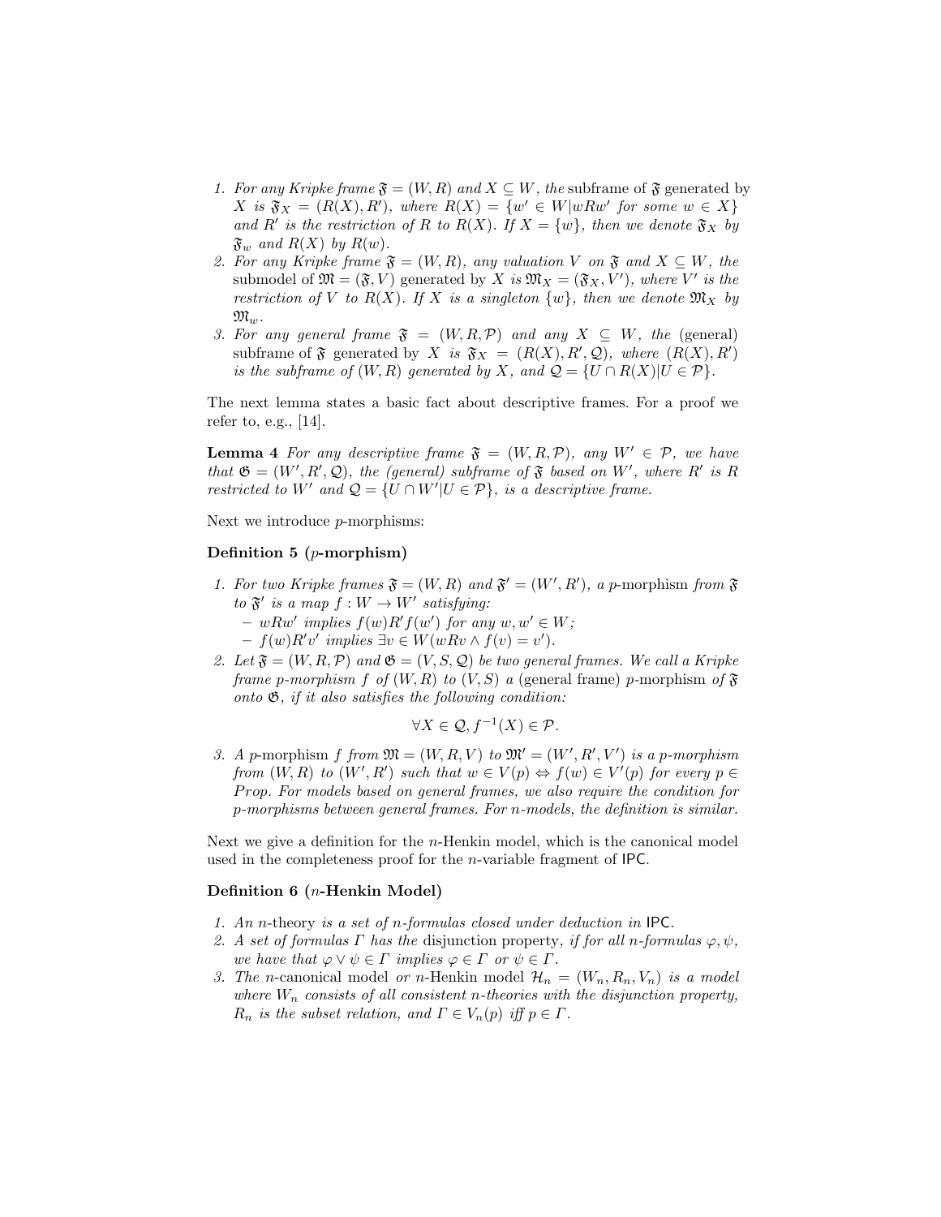1. *For any Kripke frame* $\mathfrak{F} = (W, R)$ *and* $X \subseteq W$*, the* subframe of $\mathfrak{F}$ generated by $X$ *is* $\mathfrak{F}_X = (R(X), R')$*, where* $R(X) = \{w' \in W | wRw' \text{ for some } w \in X\}$ *and* $R'$ *is the restriction of* $R$ *to* $R(X)$*. If* $X = \{w\}$*, then we denote* $\mathfrak{F}_X$ *by* $\mathfrak{F}_w$ *and* $R(X)$ *by* $R(w)$*.*
2. *For any Kripke frame* $\mathfrak{F} = (W, R)$*, any valuation* $V$ *on* $\mathfrak{F}$ *and* $X \subseteq W$*, the* submodel of $\mathfrak{M} = (\mathfrak{F}, V)$ generated by $X$ *is* $\mathfrak{M}_X = (\mathfrak{F}_X, V')$*, where* $V'$ *is the restriction of* $V$ *to* $R(X)$*. If* $X$ *is a singleton* $\{w\}$*, then we denote* $\mathfrak{M}_X$ *by* $\mathfrak{M}_w$*.*
3. *For any general frame* $\mathfrak{F} = (W, R, \mathcal{P})$ *and any* $X \subseteq W$*, the* (general) subframe of $\mathfrak{F}$ generated by $X$ *is* $\mathfrak{F}_X = (R(X), R', \mathcal{Q})$*, where* $(R(X), R')$ *is the subframe of* $(W, R)$ *generated by* $X$*, and* $\mathcal{Q} = \{U \cap R(X) | U \in \mathcal{P}\}$*.*

The next lemma states a basic fact about descriptive frames. For a proof we refer to, e.g., [14].

**Lemma 4** *For any descriptive frame* $\mathfrak{F} = (W, R, \mathcal{P})$*, any* $W' \in \mathcal{P}$*, we have that* $\mathfrak{G} = (W', R', \mathcal{Q})$*, the (general) subframe of* $\mathfrak{F}$ *based on* $W'$*, where* $R'$ *is* $R$ *restricted to* $W'$ *and* $\mathcal{Q} = \{U \cap W' | U \in \mathcal{P}\}$*, is a descriptive frame.*

Next we introduce $p$-morphisms:

**Definition 5 ($p$-morphism)**

1. *For two Kripke frames* $\mathfrak{F} = (W, R)$ *and* $\mathfrak{F}' = (W', R')$*, a* $p$-morphism *from* $\mathfrak{F}$ *to* $\mathfrak{F}'$ *is a map* $f : W \to W'$ *satisfying:*
   - $wRw'$ *implies* $f(w)R'f(w')$ *for any* $w, w' \in W$*;*
   - $f(w)R'v'$ *implies* $\exists v \in W(wRv \wedge f(v) = v')$*.*
2. *Let* $\mathfrak{F} = (W, R, \mathcal{P})$ *and* $\mathfrak{G} = (V, S, \mathcal{Q})$ *be two general frames. We call a Kripke frame* $p$*-morphism* $f$ *of* $(W, R)$ *to* $(V, S)$ *a* (general frame) $p$-morphism *of* $\mathfrak{F}$ *onto* $\mathfrak{G}$*, if it also satisfies the following condition:*

$$\forall X \in \mathcal{Q}, f^{-1}(X) \in \mathcal{P}.$$

3. *A* $p$-morphism *f from* $\mathfrak{M} = (W, R, V)$ *to* $\mathfrak{M}' = (W', R', V')$ *is a* $p$*-morphism from* $(W, R)$ *to* $(W', R')$ *such that* $w \in V(p) \Leftrightarrow f(w) \in V'(p)$ *for every* $p \in Prop$*. For models based on general frames, we also require the condition for* $p$*-morphisms between general frames. For* $n$*-models, the definition is similar.*

Next we give a definition for the $n$-Henkin model, which is the canonical model used in the completeness proof for the $n$-variable fragment of IPC.

**Definition 6 ($n$-Henkin Model)**

1. *An* $n$-theory *is a set of* $n$*-formulas closed under deduction in* IPC*.*
2. *A set of formulas* $\Gamma$ *has the* disjunction property*, if for all* $n$*-formulas* $\varphi, \psi$*, we have that* $\varphi \vee \psi \in \Gamma$ *implies* $\varphi \in \Gamma$ *or* $\psi \in \Gamma$*.*
3. *The* $n$-canonical model *or* $n$-Henkin model $\mathcal{H}_n = (W_n, R_n, V_n)$ *is a model where* $W_n$ *consists of all consistent* $n$*-theories with the disjunction property,* $R_n$ *is the subset relation, and* $\Gamma \in V_n(p)$ *iff* $p \in \Gamma$*.*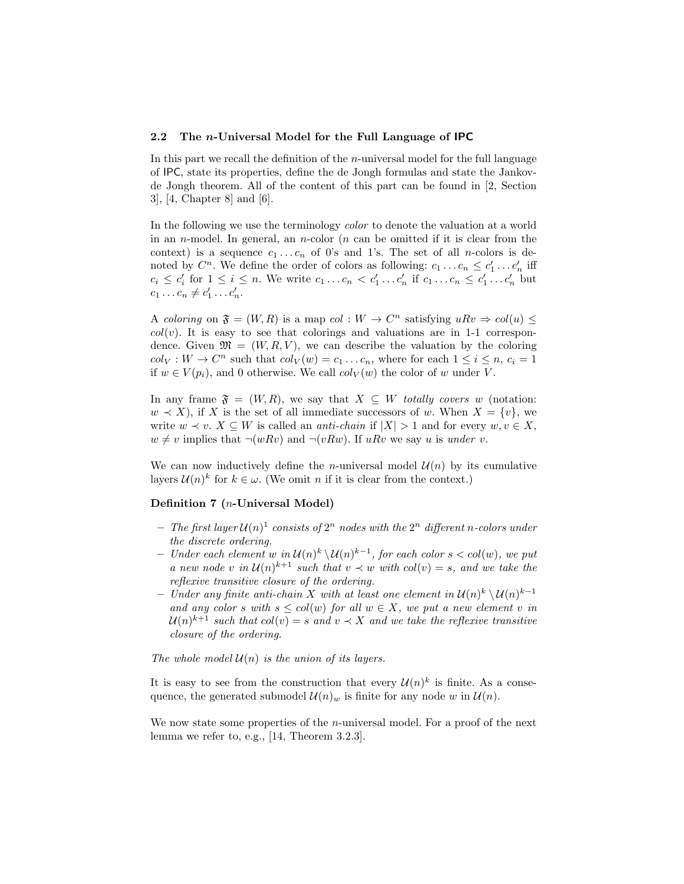### 2.2 The $n$-Universal Model for the Full Language of IPC

In this part we recall the definition of the $n$-universal model for the full language of IPC, state its properties, define the de Jongh formulas and state the Jankov-de Jongh theorem. All of the content of this part can be found in [2, Section 3], [4, Chapter 8] and [6].

In the following we use the terminology *color* to denote the valuation at a world in an $n$-model. In general, an $n$-color ($n$ can be omitted if it is clear from the context) is a sequence $c_1 \dots c_n$ of 0's and 1's. The set of all $n$-colors is denoted by $C^n$. We define the order of colors as following: $c_1 \dots c_n \leq c'_1 \dots c'_n$ iff $c_i \leq c'_i$ for $1 \leq i \leq n$. We write $c_1 \dots c_n < c'_1 \dots c'_n$ if $c_1 \dots c_n \leq c'_1 \dots c'_n$ but $c_1 \dots c_n \neq c'_1 \dots c'_n$.

A *coloring* on $\mathfrak{F} = (W, R)$ is a map $col : W \to C^n$ satisfying $uRv \Rightarrow col(u) \leq col(v)$. It is easy to see that colorings and valuations are in 1-1 correspondence. Given $\mathfrak{M} = (W, R, V)$, we can describe the valuation by the coloring $col_V : W \to C^n$ such that $col_V(w) = c_1 \dots c_n$, where for each $1 \leq i \leq n$, $c_i = 1$ if $w \in V(p_i)$, and 0 otherwise. We call $col_V(w)$ the color of $w$ under $V$.

In any frame $\mathfrak{F} = (W, R)$, we say that $X \subseteq W$ *totally covers* $w$ (notation: $w \prec X$), if $X$ is the set of all immediate successors of $w$. When $X = \{v\}$, we write $w \prec v$. $X \subseteq W$ is called an *anti-chain* if $|X| > 1$ and for every $w, v \in X$, $w \neq v$ implies that $\neg(wRv)$ and $\neg(vRw)$. If $uRv$ we say $u$ is *under* $v$.

We can now inductively define the $n$-universal model $\mathcal{U}(n)$ by its cumulative layers $\mathcal{U}(n)^k$ for $k \in \omega$. (We omit $n$ if it is clear from the context.)

**Definition 7 ($n$-Universal Model)**

- *The first layer $\mathcal{U}(n)^1$ consists of $2^n$ nodes with the $2^n$ different $n$-colors under the discrete ordering.*
- *Under each element $w$ in $\mathcal{U}(n)^k \setminus \mathcal{U}(n)^{k-1}$, for each color $s < col(w)$, we put a new node $v$ in $\mathcal{U}(n)^{k+1}$ such that $v \prec w$ with $col(v) = s$, and we take the reflexive transitive closure of the ordering.*
- *Under any finite anti-chain $X$ with at least one element in $\mathcal{U}(n)^k \setminus \mathcal{U}(n)^{k-1}$ and any color $s$ with $s \leq col(w)$ for all $w \in X$, we put a new element $v$ in $\mathcal{U}(n)^{k+1}$ such that $col(v) = s$ and $v \prec X$ and we take the reflexive transitive closure of the ordering.*

*The whole model $\mathcal{U}(n)$ is the union of its layers.*

It is easy to see from the construction that every $\mathcal{U}(n)^k$ is finite. As a consequence, the generated submodel $\mathcal{U}(n)_w$ is finite for any node $w$ in $\mathcal{U}(n)$.

We now state some properties of the $n$-universal model. For a proof of the next lemma we refer to, e.g., [14, Theorem 3.2.3].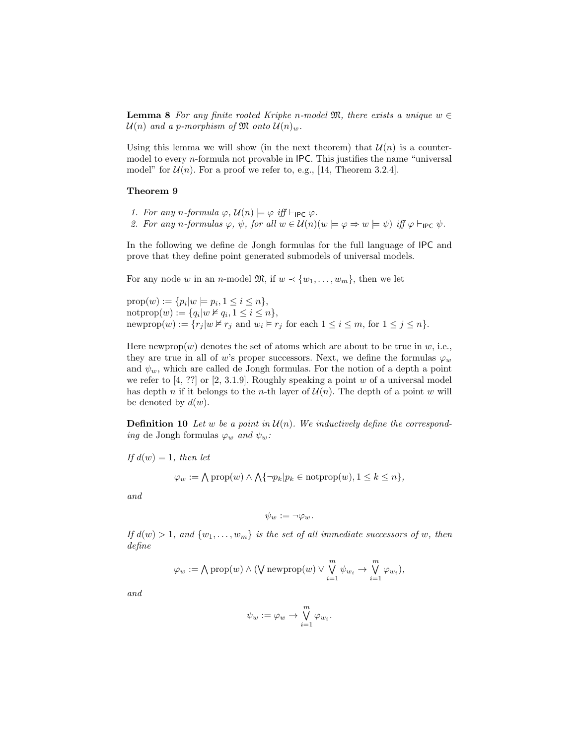**Lemma 8** *For any finite rooted Kripke n-model $\mathfrak{M}$, there exists a unique $w \in \mathcal{U}(n)$ and a p-morphism of $\mathfrak{M}$ onto $\mathcal{U}(n)_w$.*

Using this lemma we will show (in the next theorem) that $\mathcal{U}(n)$ is a counter-model to every $n$-formula not provable in IPC. This justifies the name "universal model" for $\mathcal{U}(n)$. For a proof we refer to, e.g., [14, Theorem 3.2.4].

**Theorem 9**

1. *For any n-formula $\varphi$, $\mathcal{U}(n) \models \varphi$ iff $\vdash_{\mathsf{IPC}} \varphi$.*
2. *For any n-formulas $\varphi$, $\psi$, for all $w \in \mathcal{U}(n)(w \models \varphi \Rightarrow w \models \psi)$ iff $\varphi \vdash_{\mathsf{IPC}} \psi$.*

In the following we define de Jongh formulas for the full language of IPC and prove that they define point generated submodels of universal models.

For any node $w$ in an $n$-model $\mathfrak{M}$, if $w \prec \{w_1, \ldots, w_m\}$, then we let

$\mathrm{prop}(w) := \{p_i | w \models p_i, 1 \leq i \leq n\}$,
$\mathrm{notprop}(w) := \{q_i | w \not\models q_i, 1 \leq i \leq n\}$,
$\mathrm{newprop}(w) := \{r_j | w \not\models r_j \text{ and } w_i \models r_j \text{ for each } 1 \leq i \leq m, \text{ for } 1 \leq j \leq n\}$.

Here $\mathrm{newprop}(w)$ denotes the set of atoms which are about to be true in $w$, i.e., they are true in all of $w$'s proper successors. Next, we define the formulas $\varphi_w$ and $\psi_w$, which are called de Jongh formulas. For the notion of a depth a point we refer to [4, ??] or [2, 3.1.9]. Roughly speaking a point $w$ of a universal model has depth $n$ if it belongs to the $n$-th layer of $\mathcal{U}(n)$. The depth of a point $w$ will be denoted by $d(w)$.

**Definition 10** *Let $w$ be a point in $\mathcal{U}(n)$. We inductively define the corresponding* de Jongh formulas *$\varphi_w$ and $\psi_w$:*

*If $d(w) = 1$, then let*

$$\varphi_w := \bigwedge \mathrm{prop}(w) \wedge \bigwedge \{\neg p_k | p_k \in \mathrm{notprop}(w), 1 \leq k \leq n\},$$

*and*

$$\psi_w := \neg \varphi_w.$$

*If $d(w) > 1$, and $\{w_1, \ldots, w_m\}$ is the set of all immediate successors of $w$, then define*

$$\varphi_w := \bigwedge \mathrm{prop}(w) \wedge (\bigvee \mathrm{newprop}(w) \vee \bigvee_{i=1}^{m} \psi_{w_i} \to \bigvee_{i=1}^{m} \varphi_{w_i}),$$

*and*

$$\psi_w := \varphi_w \to \bigvee_{i=1}^{m} \varphi_{w_i}.$$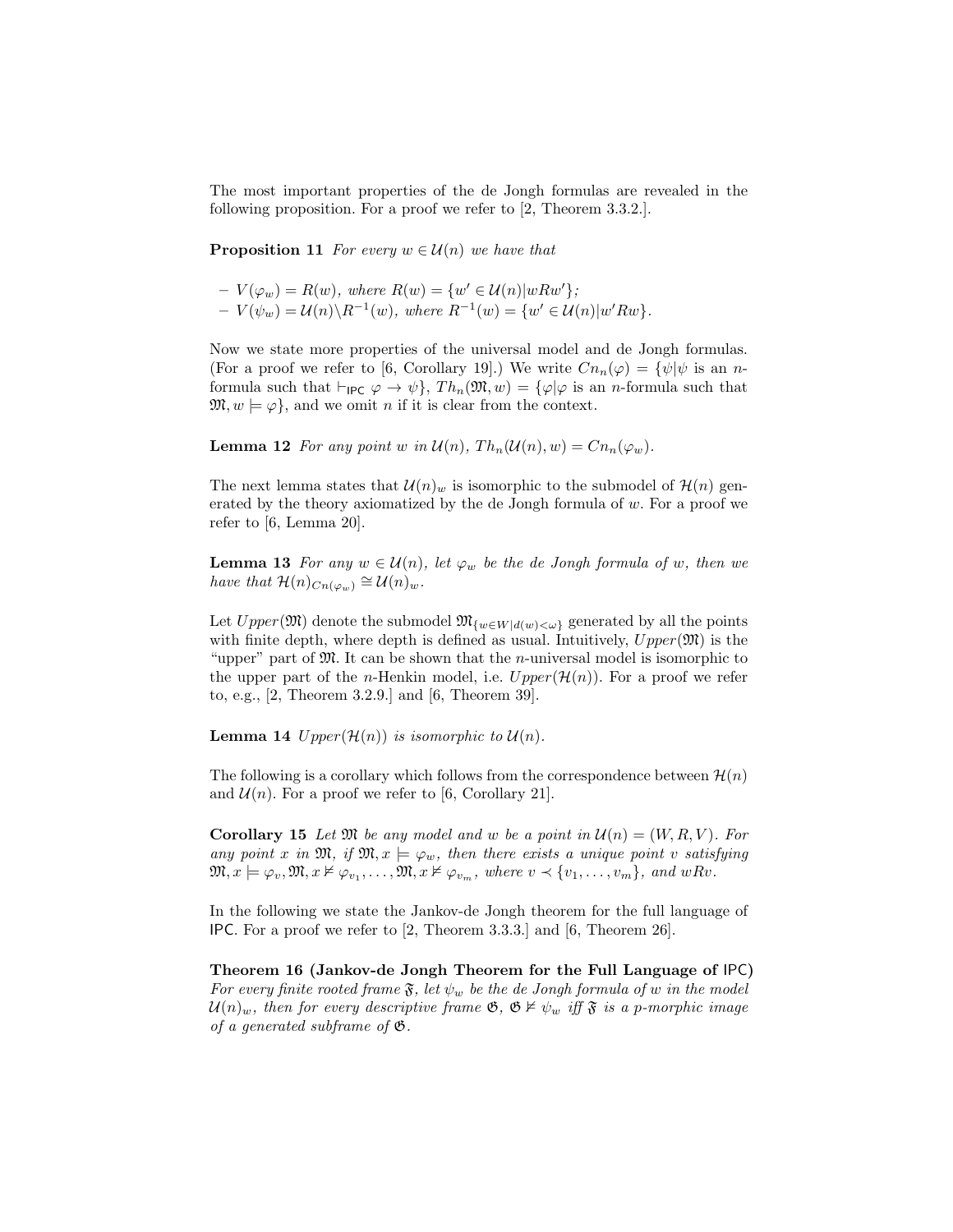The most important properties of the de Jongh formulas are revealed in the following proposition. For a proof we refer to [2, Theorem 3.3.2.].

**Proposition 11** *For every $w \in \mathcal{U}(n)$ we have that*

- $V(\varphi_w) = R(w)$*, where* $R(w) = \{w' \in \mathcal{U}(n) | wRw'\}$*;*
- $V(\psi_w) = \mathcal{U}(n) \backslash R^{-1}(w)$*, where* $R^{-1}(w) = \{w' \in \mathcal{U}(n) | w'Rw\}$*.*

Now we state more properties of the universal model and de Jongh formulas. (For a proof we refer to [6, Corollary 19].) We write $Cn_n(\varphi) = \{\psi | \psi$ is an $n$-formula such that $\vdash_{\mathsf{IPC}} \varphi \to \psi\}$, $Th_n(\mathfrak{M}, w) = \{\varphi | \varphi$ is an $n$-formula such that $\mathfrak{M}, w \models \varphi\}$, and we omit $n$ if it is clear from the context.

**Lemma 12** *For any point $w$ in $\mathcal{U}(n)$, $Th_n(\mathcal{U}(n), w) = Cn_n(\varphi_w)$.*

The next lemma states that $\mathcal{U}(n)_w$ is isomorphic to the submodel of $\mathcal{H}(n)$ generated by the theory axiomatized by the de Jongh formula of $w$. For a proof we refer to [6, Lemma 20].

**Lemma 13** *For any $w \in \mathcal{U}(n)$, let $\varphi_w$ be the de Jongh formula of $w$, then we have that $\mathcal{H}(n)_{Cn(\varphi_w)} \cong \mathcal{U}(n)_w$.*

Let $Upper(\mathfrak{M})$ denote the submodel $\mathfrak{M}_{\{w \in W | d(w) < \omega\}}$ generated by all the points with finite depth, where depth is defined as usual. Intuitively, $Upper(\mathfrak{M})$ is the "upper" part of $\mathfrak{M}$. It can be shown that the $n$-universal model is isomorphic to the upper part of the $n$-Henkin model, i.e. $Upper(\mathcal{H}(n))$. For a proof we refer to, e.g., [2, Theorem 3.2.9.] and [6, Theorem 39].

**Lemma 14** *$Upper(\mathcal{H}(n))$ is isomorphic to $\mathcal{U}(n)$.*

The following is a corollary which follows from the correspondence between $\mathcal{H}(n)$ and $\mathcal{U}(n)$. For a proof we refer to [6, Corollary 21].

**Corollary 15** *Let $\mathfrak{M}$ be any model and $w$ be a point in $\mathcal{U}(n) = (W, R, V)$. For any point $x$ in $\mathfrak{M}$, if $\mathfrak{M}, x \models \varphi_w$, then there exists a unique point $v$ satisfying $\mathfrak{M}, x \models \varphi_v, \mathfrak{M}, x \nvDash \varphi_{v_1}, \ldots, \mathfrak{M}, x \nvDash \varphi_{v_m}$, where $v \prec \{v_1, \ldots, v_m\}$, and $wRv$.*

In the following we state the Jankov-de Jongh theorem for the full language of $\mathsf{IPC}$. For a proof we refer to [2, Theorem 3.3.3.] and [6, Theorem 26].

**Theorem 16 (Jankov-de Jongh Theorem for the Full Language of $\mathsf{IPC}$)** *For every finite rooted frame $\mathfrak{F}$, let $\psi_w$ be the de Jongh formula of $w$ in the model $\mathcal{U}(n)_w$, then for every descriptive frame $\mathfrak{G}$, $\mathfrak{G} \nvDash \psi_w$ iff $\mathfrak{F}$ is a p-morphic image of a generated subframe of $\mathfrak{G}$.*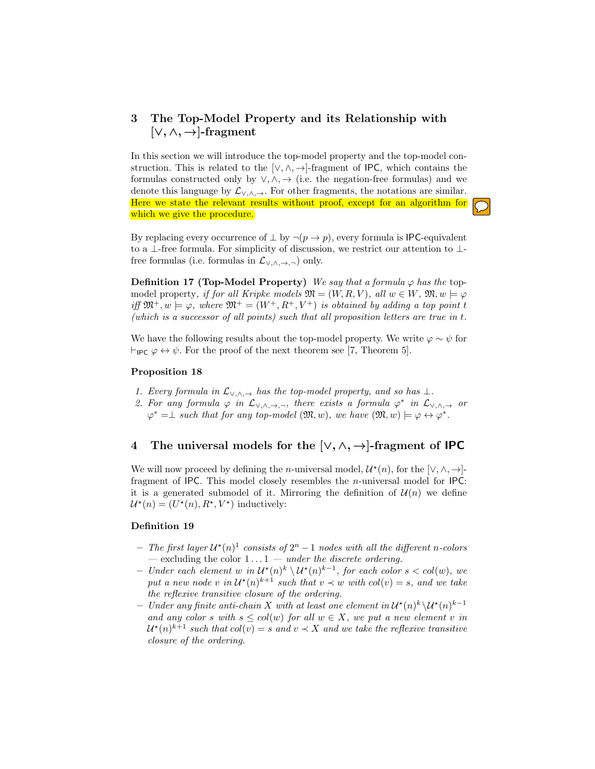## 3 The Top-Model Property and its Relationship with $[\vee, \wedge, \rightarrow]$-fragment

In this section we will introduce the top-model property and the top-model construction. This is related to the $[\vee, \wedge, \rightarrow]$-fragment of IPC, which contains the formulas constructed only by $\vee, \wedge, \rightarrow$ (i.e. the negation-free formulas) and we denote this language by $\mathcal{L}_{\vee,\wedge,\rightarrow}$. For other fragments, the notations are similar. Here we state the relevant results without proof, except for an algorithm for which we give the procedure.

By replacing every occurrence of $\bot$ by $\neg(p \rightarrow p)$, every formula is IPC-equivalent to a $\bot$-free formula. For simplicity of discussion, we restrict our attention to $\bot$-free formulas (i.e. formulas in $\mathcal{L}_{\vee,\wedge,\rightarrow,\neg}$) only.

**Definition 17 (Top-Model Property)** *We say that a formula $\varphi$ has the* top-model property, *if for all Kripke models $\mathfrak{M} = (W, R, V)$, all $w \in W$, $\mathfrak{M}, w \models \varphi$ iff $\mathfrak{M}^+, w \models \varphi$, where $\mathfrak{M}^+ = (W^+, R^+, V^+)$ is obtained by adding a top point $t$ (which is a successor of all points) such that all proposition letters are true in $t$.*

We have the following results about the top-model property. We write $\varphi \sim \psi$ for $\vdash_{\mathsf{IPC}} \varphi \leftrightarrow \psi$. For the proof of the next theorem see [7, Theorem 5].

**Proposition 18**

1. *Every formula in $\mathcal{L}_{\vee,\wedge,\rightarrow}$ has the top-model property, and so has $\bot$.*
2. *For any formula $\varphi$ in $\mathcal{L}_{\vee,\wedge,\rightarrow,\neg}$, there exists a formula $\varphi^*$ in $\mathcal{L}_{\vee,\wedge,\rightarrow}$ or $\varphi^* = \bot$ such that for any top-model $(\mathfrak{M}, w)$, we have $(\mathfrak{M}, w) \models \varphi \leftrightarrow \varphi^*$.*

## 4 The universal models for the $[\vee, \wedge, \rightarrow]$-fragment of IPC

We will now proceed by defining the $n$-universal model, $\mathcal{U}^\star(n)$, for the $[\vee, \wedge, \rightarrow]$-fragment of IPC. This model closely resembles the $n$-universal model for IPC: it is a generated submodel of it. Mirroring the definition of $\mathcal{U}(n)$ we define $\mathcal{U}^\star(n) = (U^\star(n), R^\star, V^\star)$ inductively:

**Definition 19**

- *The first layer $\mathcal{U}^\star(n)^1$ consists of $2^n - 1$ nodes with all the different $n$-colors* — excluding the color $1 \ldots 1$ — *under the discrete ordering.*
- *Under each element $w$ in $\mathcal{U}^\star(n)^k \setminus \mathcal{U}^\star(n)^{k-1}$, for each color $s < col(w)$, we put a new node $v$ in $\mathcal{U}^\star(n)^{k+1}$ such that $v \prec w$ with $col(v) = s$, and we take the reflexive transitive closure of the ordering.*
- *Under any finite anti-chain $X$ with at least one element in $\mathcal{U}^\star(n)^k \setminus \mathcal{U}^\star(n)^{k-1}$ and any color $s$ with $s \leq col(w)$ for all $w \in X$, we put a new element $v$ in $\mathcal{U}^\star(n)^{k+1}$ such that $col(v) = s$ and $v \prec X$ and we take the reflexive transitive closure of the ordering.*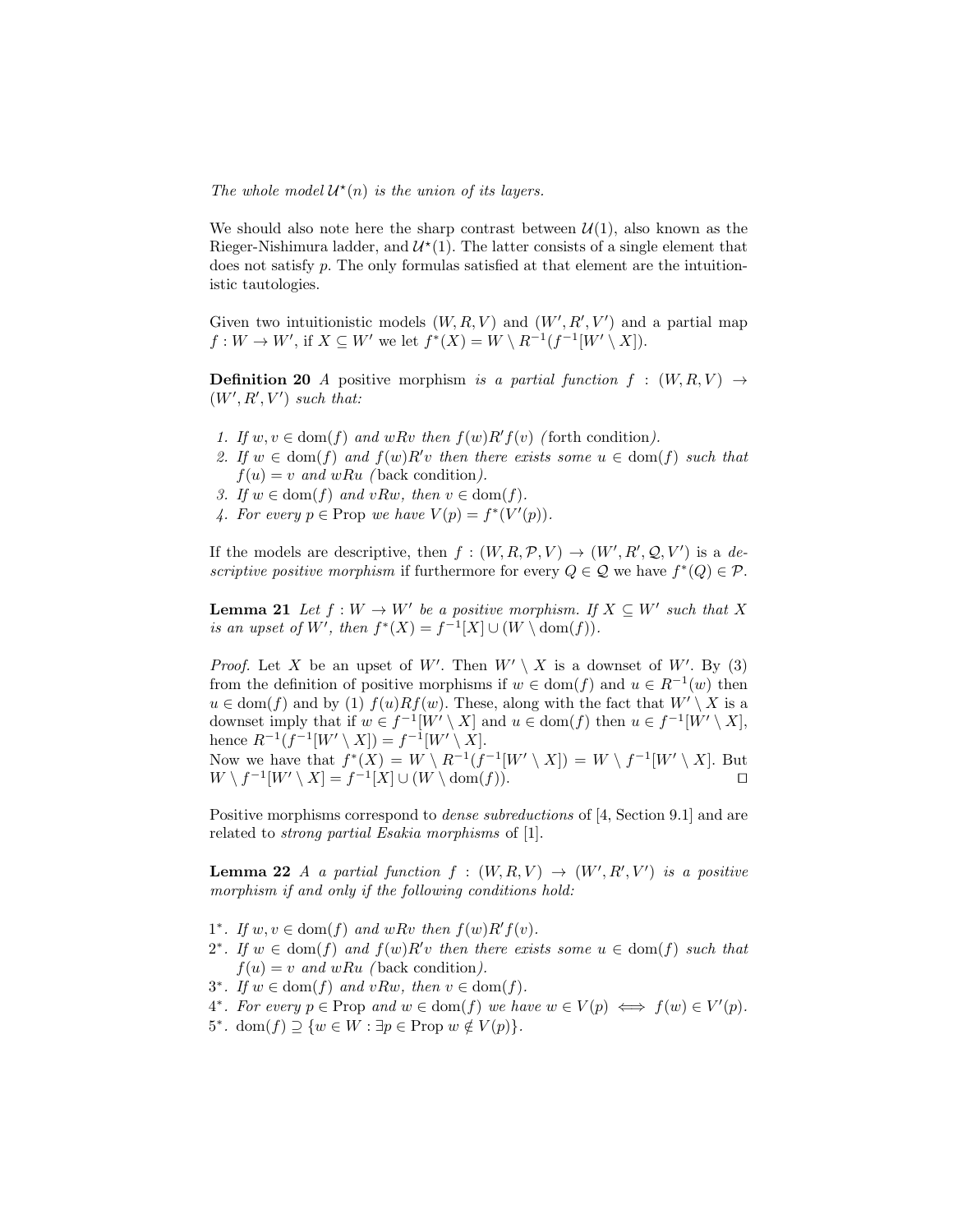*The whole model $\mathcal{U}^\star(n)$ is the union of its layers.*

We should also note here the sharp contrast between $\mathcal{U}(1)$, also known as the Rieger-Nishimura ladder, and $\mathcal{U}^\star(1)$. The latter consists of a single element that does not satisfy $p$. The only formulas satisfied at that element are the intuitionistic tautologies.

Given two intuitionistic models $(W, R, V)$ and $(W', R', V')$ and a partial map $f : W \to W'$, if $X \subseteq W'$ we let $f^*(X) = W \setminus R^{-1}(f^{-1}[W' \setminus X])$.

**Definition 20** *A* positive morphism *is a partial function $f : (W, R, V) \to (W', R', V')$ such that:*

1. *If $w, v \in \text{dom}(f)$ and $wRv$ then $f(w)R'f(v)$ (*forth condition*).*
2. *If $w \in \text{dom}(f)$ and $f(w)R'v$ then there exists some $u \in \text{dom}(f)$ such that $f(u) = v$ and $wRu$ (*back condition*).*
3. *If $w \in \text{dom}(f)$ and $vRw$, then $v \in \text{dom}(f)$.*
4. *For every $p \in \text{Prop}$ we have $V(p) = f^*(V'(p))$.*

If the models are descriptive, then $f : (W, R, \mathcal{P}, V) \to (W', R', \mathcal{Q}, V')$ is a *descriptive positive morphism* if furthermore for every $Q \in \mathcal{Q}$ we have $f^*(Q) \in \mathcal{P}$.

**Lemma 21** *Let $f : W \to W'$ be a positive morphism. If $X \subseteq W'$ such that $X$ is an upset of $W'$, then $f^*(X) = f^{-1}[X] \cup (W \setminus \text{dom}(f))$.*

*Proof.* Let $X$ be an upset of $W'$. Then $W' \setminus X$ is a downset of $W'$. By (3) from the definition of positive morphisms if $w \in \text{dom}(f)$ and $u \in R^{-1}(w)$ then $u \in \text{dom}(f)$ and by (1) $f(u)Rf(w)$. These, along with the fact that $W' \setminus X$ is a downset imply that if $w \in f^{-1}[W' \setminus X]$ and $u \in \text{dom}(f)$ then $u \in f^{-1}[W' \setminus X]$, hence $R^{-1}(f^{-1}[W' \setminus X]) = f^{-1}[W' \setminus X]$.
Now we have that $f^*(X) = W \setminus R^{-1}(f^{-1}[W' \setminus X]) = W \setminus f^{-1}[W' \setminus X]$. But $W \setminus f^{-1}[W' \setminus X] = f^{-1}[X] \cup (W \setminus \text{dom}(f))$. ◻

Positive morphisms correspond to *dense subreductions* of [4, Section 9.1] and are related to *strong partial Esakia morphisms* of [1].

**Lemma 22** *A a partial function $f : (W, R, V) \to (W', R', V')$ is a positive morphism if and only if the following conditions hold:*

$1^*$. *If $w, v \in \text{dom}(f)$ and $wRv$ then $f(w)R'f(v)$.*
$2^*$. *If $w \in \text{dom}(f)$ and $f(w)R'v$ then there exists some $u \in \text{dom}(f)$ such that $f(u) = v$ and $wRu$ (*back condition*).*
$3^*$. *If $w \in \text{dom}(f)$ and $vRw$, then $v \in \text{dom}(f)$.*
$4^*$. *For every $p \in \text{Prop}$ and $w \in \text{dom}(f)$ we have $w \in V(p) \iff f(w) \in V'(p)$.*
$5^*$. $\text{dom}(f) \supseteq \{w \in W : \exists p \in \text{Prop}\ w \notin V(p)\}$.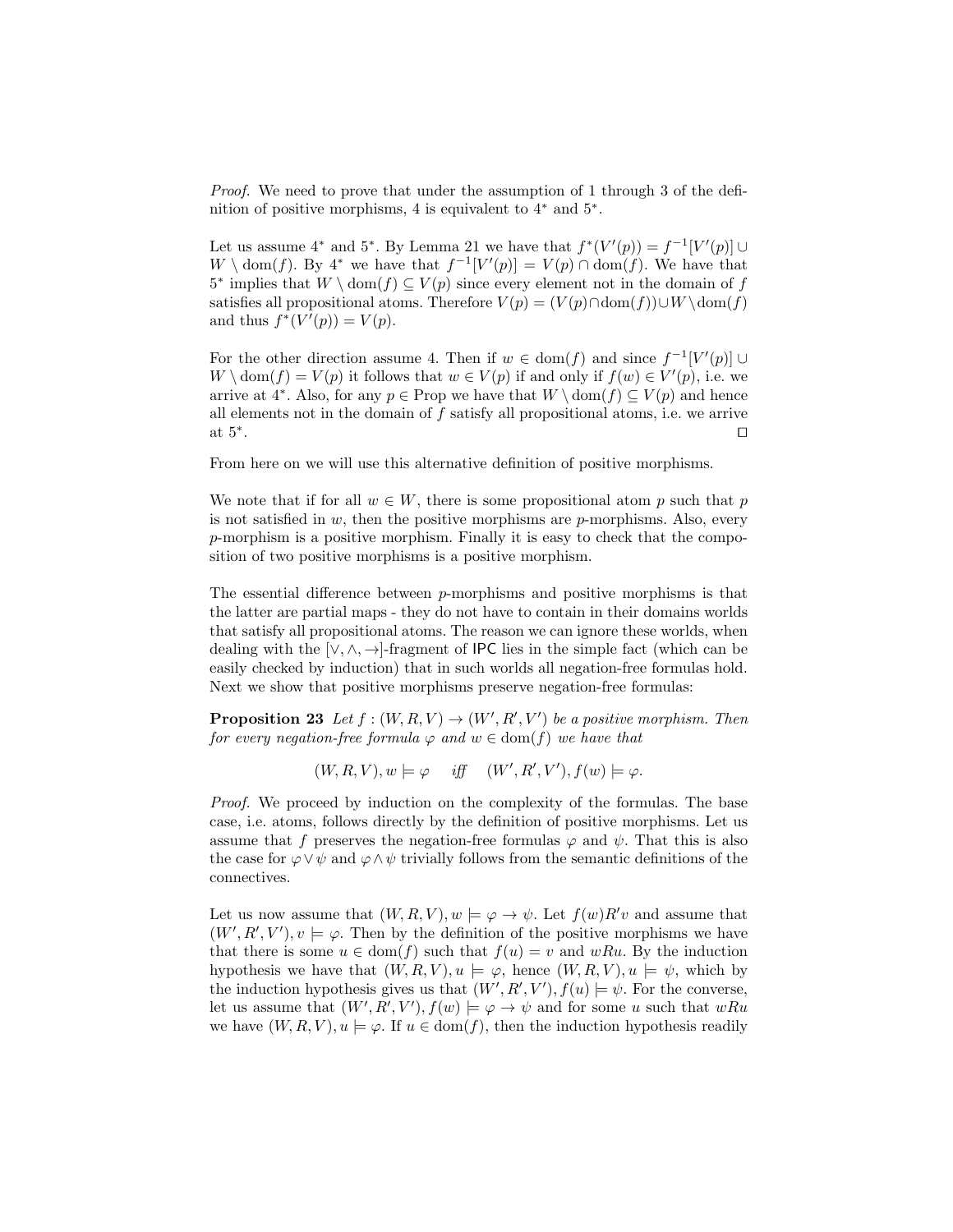*Proof.* We need to prove that under the assumption of 1 through 3 of the definition of positive morphisms, 4 is equivalent to 4$^*$ and 5$^*$.

Let us assume 4$^*$ and 5$^*$. By Lemma 21 we have that $f^*(V'(p)) = f^{-1}[V'(p)] \cup W \setminus \mathrm{dom}(f)$. By 4$^*$ we have that $f^{-1}[V'(p)] = V(p) \cap \mathrm{dom}(f)$. We have that 5$^*$ implies that $W \setminus \mathrm{dom}(f) \subseteq V(p)$ since every element not in the domain of $f$ satisfies all propositional atoms. Therefore $V(p) = (V(p) \cap \mathrm{dom}(f)) \cup W \setminus \mathrm{dom}(f)$ and thus $f^*(V'(p)) = V(p)$.

For the other direction assume 4. Then if $w \in \mathrm{dom}(f)$ and since $f^{-1}[V'(p)] \cup W \setminus \mathrm{dom}(f) = V(p)$ it follows that $w \in V(p)$ if and only if $f(w) \in V'(p)$, i.e. we arrive at 4$^*$. Also, for any $p \in \mathrm{Prop}$ we have that $W \setminus \mathrm{dom}(f) \subseteq V(p)$ and hence all elements not in the domain of $f$ satisfy all propositional atoms, i.e. we arrive at 5$^*$. ☐

From here on we will use this alternative definition of positive morphisms.

We note that if for all $w \in W$, there is some propositional atom $p$ such that $p$ is not satisfied in $w$, then the positive morphisms are $p$-morphisms. Also, every $p$-morphism is a positive morphism. Finally it is easy to check that the composition of two positive morphisms is a positive morphism.

The essential difference between $p$-morphisms and positive morphisms is that the latter are partial maps - they do not have to contain in their domains worlds that satisfy all propositional atoms. The reason we can ignore these worlds, when dealing with the $[\vee, \wedge, \rightarrow]$-fragment of IPC lies in the simple fact (which can be easily checked by induction) that in such worlds all negation-free formulas hold. Next we show that positive morphisms preserve negation-free formulas:

**Proposition 23** *Let $f : (W, R, V) \to (W', R', V')$ be a positive morphism. Then for every negation-free formula $\varphi$ and $w \in \mathrm{dom}(f)$ we have that*

$$(W, R, V), w \models \varphi \quad \textit{iff} \quad (W', R', V'), f(w) \models \varphi.$$

*Proof.* We proceed by induction on the complexity of the formulas. The base case, i.e. atoms, follows directly by the definition of positive morphisms. Let us assume that $f$ preserves the negation-free formulas $\varphi$ and $\psi$. That this is also the case for $\varphi \vee \psi$ and $\varphi \wedge \psi$ trivially follows from the semantic definitions of the connectives.

Let us now assume that $(W, R, V), w \models \varphi \to \psi$. Let $f(w)R'v$ and assume that $(W', R', V'), v \models \varphi$. Then by the definition of the positive morphisms we have that there is some $u \in \mathrm{dom}(f)$ such that $f(u) = v$ and $wRu$. By the induction hypothesis we have that $(W, R, V), u \models \varphi$, hence $(W, R, V), u \models \psi$, which by the induction hypothesis gives us that $(W', R', V'), f(u) \models \psi$. For the converse, let us assume that $(W', R', V'), f(w) \models \varphi \to \psi$ and for some $u$ such that $wRu$ we have $(W, R, V), u \models \varphi$. If $u \in \mathrm{dom}(f)$, then the induction hypothesis readily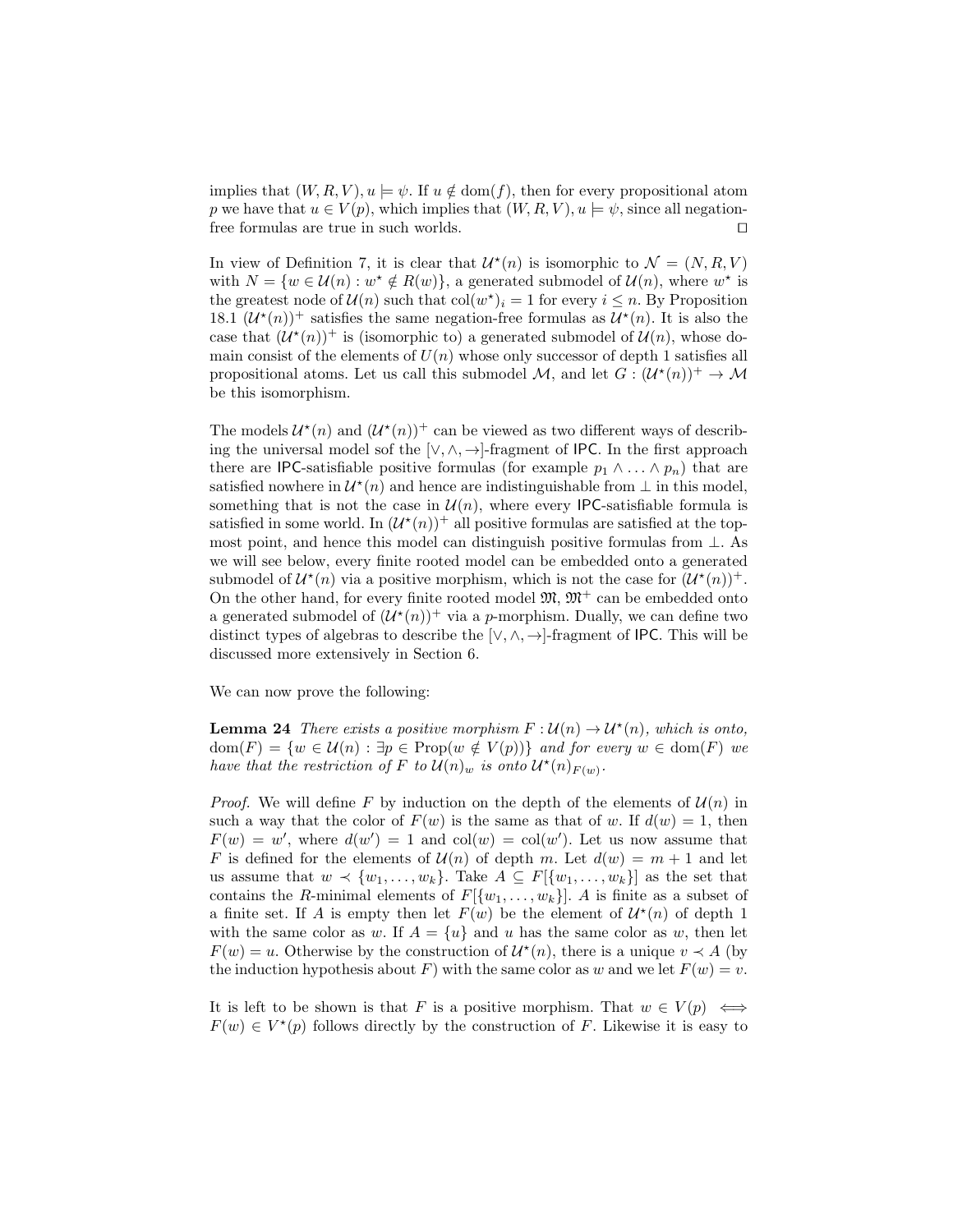implies that $(W, R, V), u \models \psi$. If $u \notin \text{dom}(f)$, then for every propositional atom $p$ we have that $u \in V(p)$, which implies that $(W, R, V), u \models \psi$, since all negation-free formulas are true in such worlds. ◻

In view of Definition 7, it is clear that $\mathcal{U}^\star(n)$ is isomorphic to $\mathcal{N} = (N, R, V)$ with $N = \{w \in \mathcal{U}(n) : w^\star \notin R(w)\}$, a generated submodel of $\mathcal{U}(n)$, where $w^\star$ is the greatest node of $\mathcal{U}(n)$ such that $\text{col}(w^\star)_i = 1$ for every $i \leq n$. By Proposition 18.1 $(\mathcal{U}^\star(n))^+$ satisfies the same negation-free formulas as $\mathcal{U}^\star(n)$. It is also the case that $(\mathcal{U}^\star(n))^+$ is (isomorphic to) a generated submodel of $\mathcal{U}(n)$, whose domain consist of the elements of $U(n)$ whose only successor of depth 1 satisfies all propositional atoms. Let us call this submodel $\mathcal{M}$, and let $G : (\mathcal{U}^\star(n))^+ \to \mathcal{M}$ be this isomorphism.

The models $\mathcal{U}^\star(n)$ and $(\mathcal{U}^\star(n))^+$ can be viewed as two different ways of describing the universal model sof the $[\vee, \wedge, \to]$-fragment of IPC. In the first approach there are IPC-satisfiable positive formulas (for example $p_1 \wedge \ldots \wedge p_n$) that are satisfied nowhere in $\mathcal{U}^\star(n)$ and hence are indistinguishable from $\bot$ in this model, something that is not the case in $\mathcal{U}(n)$, where every IPC-satisfiable formula is satisfied in some world. In $(\mathcal{U}^\star(n))^+$ all positive formulas are satisfied at the topmost point, and hence this model can distinguish positive formulas from $\bot$. As we will see below, every finite rooted model can be embedded onto a generated submodel of $\mathcal{U}^\star(n)$ via a positive morphism, which is not the case for $(\mathcal{U}^\star(n))^+$. On the other hand, for every finite rooted model $\mathfrak{M}$, $\mathfrak{M}^+$ can be embedded onto a generated submodel of $(\mathcal{U}^\star(n))^+$ via a $p$-morphism. Dually, we can define two distinct types of algebras to describe the $[\vee, \wedge, \to]$-fragment of IPC. This will be discussed more extensively in Section 6.

We can now prove the following:

**Lemma 24** *There exists a positive morphism $F : \mathcal{U}(n) \to \mathcal{U}^\star(n)$, which is onto, $\text{dom}(F) = \{w \in \mathcal{U}(n) : \exists p \in \text{Prop}(w \notin V(p))\}$ and for every $w \in \text{dom}(F)$ we have that the restriction of $F$ to $\mathcal{U}(n)_w$ is onto $\mathcal{U}^\star(n)_{F(w)}$.*

*Proof.* We will define $F$ by induction on the depth of the elements of $\mathcal{U}(n)$ in such a way that the color of $F(w)$ is the same as that of $w$. If $d(w) = 1$, then $F(w) = w'$, where $d(w') = 1$ and $\text{col}(w) = \text{col}(w')$. Let us now assume that $F$ is defined for the elements of $\mathcal{U}(n)$ of depth $m$. Let $d(w) = m + 1$ and let us assume that $w \prec \{w_1, \ldots, w_k\}$. Take $A \subseteq F[\{w_1, \ldots, w_k\}]$ as the set that contains the $R$-minimal elements of $F[\{w_1, \ldots, w_k\}]$. $A$ is finite as a subset of a finite set. If $A$ is empty then let $F(w)$ be the element of $\mathcal{U}^\star(n)$ of depth 1 with the same color as $w$. If $A = \{u\}$ and $u$ has the same color as $w$, then let $F(w) = u$. Otherwise by the construction of $\mathcal{U}^\star(n)$, there is a unique $v \prec A$ (by the induction hypothesis about $F$) with the same color as $w$ and we let $F(w) = v$.

It is left to be shown is that $F$ is a positive morphism. That $w \in V(p) \iff F(w) \in V^\star(p)$ follows directly by the construction of $F$. Likewise it is easy to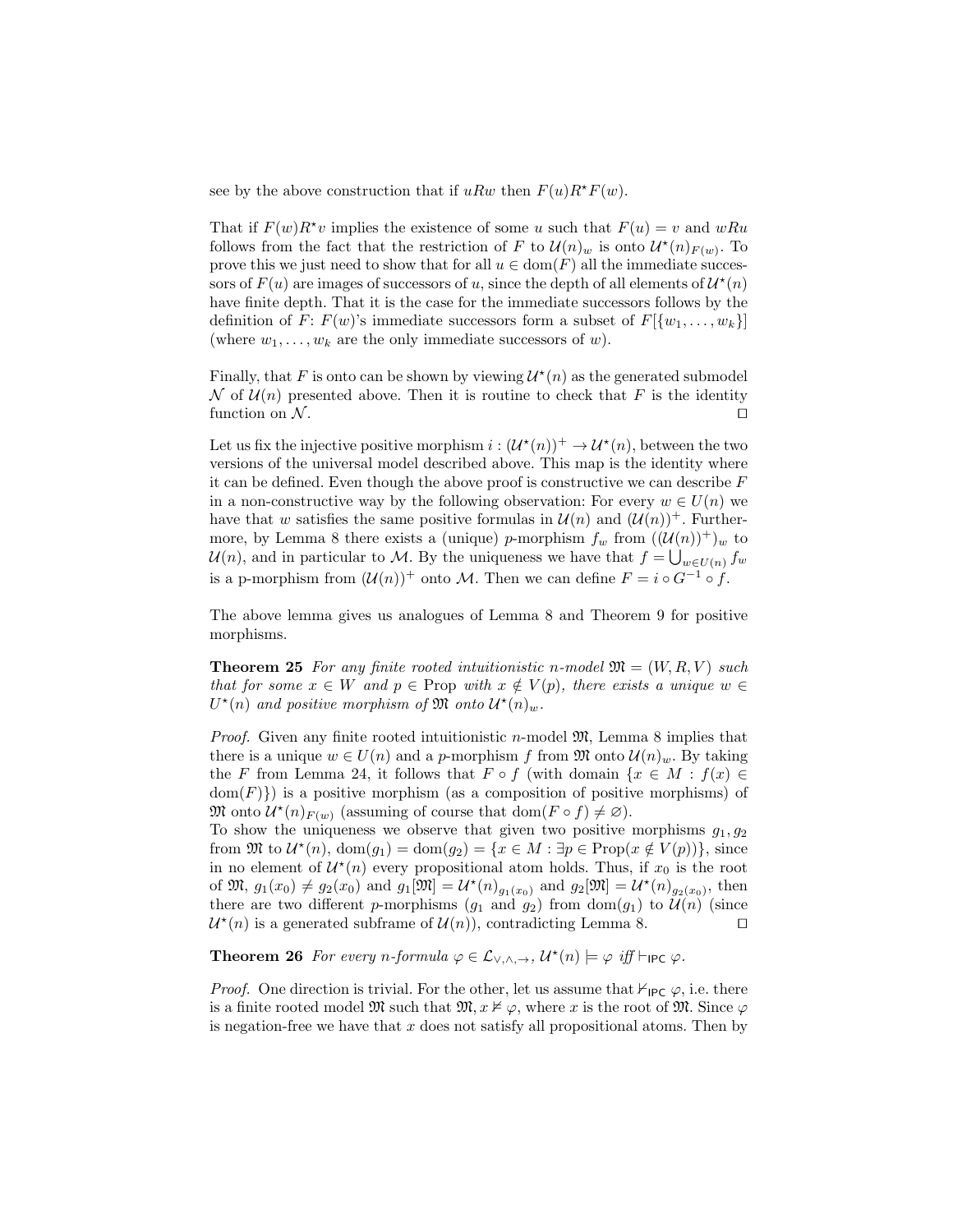see by the above construction that if $uRw$ then $F(u)R^\star F(w)$.

That if $F(w)R^\star v$ implies the existence of some $u$ such that $F(u) = v$ and $wRu$ follows from the fact that the restriction of $F$ to $\mathcal{U}(n)_w$ is onto $\mathcal{U}^\star(n)_{F(w)}$. To prove this we just need to show that for all $u \in \mathrm{dom}(F)$ all the immediate successors of $F(u)$ are images of successors of $u$, since the depth of all elements of $\mathcal{U}^\star(n)$ have finite depth. That it is the case for the immediate successors follows by the definition of $F$: $F(w)$'s immediate successors form a subset of $F[\{w_1, \ldots, w_k\}]$ (where $w_1, \ldots, w_k$ are the only immediate successors of $w$).

Finally, that $F$ is onto can be shown by viewing $\mathcal{U}^\star(n)$ as the generated submodel $\mathcal{N}$ of $\mathcal{U}(n)$ presented above. Then it is routine to check that $F$ is the identity function on $\mathcal{N}$. ◻

Let us fix the injective positive morphism $i : (\mathcal{U}^\star(n))^+ \to \mathcal{U}^\star(n)$, between the two versions of the universal model described above. This map is the identity where it can be defined. Even though the above proof is constructive we can describe $F$ in a non-constructive way by the following observation: For every $w \in U(n)$ we have that $w$ satisfies the same positive formulas in $\mathcal{U}(n)$ and $(\mathcal{U}(n))^+$. Furthermore, by Lemma 8 there exists a (unique) $p$-morphism $f_w$ from $((\mathcal{U}(n))^+)_w$ to $\mathcal{U}(n)$, and in particular to $\mathcal{M}$. By the uniqueness we have that $f = \bigcup_{w \in U(n)} f_w$ is a p-morphism from $(\mathcal{U}(n))^+$ onto $\mathcal{M}$. Then we can define $F = i \circ G^{-1} \circ f$.

The above lemma gives us analogues of Lemma 8 and Theorem 9 for positive morphisms.

**Theorem 25** *For any finite rooted intuitionistic $n$-model $\mathfrak{M} = (W, R, V)$ such that for some $x \in W$ and $p \in \mathrm{Prop}$ with $x \notin V(p)$, there exists a unique $w \in U^\star(n)$ and positive morphism of $\mathfrak{M}$ onto $\mathcal{U}^\star(n)_w$.*

*Proof.* Given any finite rooted intuitionistic $n$-model $\mathfrak{M}$, Lemma 8 implies that there is a unique $w \in U(n)$ and a $p$-morphism $f$ from $\mathfrak{M}$ onto $\mathcal{U}(n)_w$. By taking the $F$ from Lemma 24, it follows that $F \circ f$ (with domain $\{x \in M : f(x) \in \mathrm{dom}(F)\}$) is a positive morphism (as a composition of positive morphisms) of $\mathfrak{M}$ onto $\mathcal{U}^\star(n)_{F(w)}$ (assuming of course that $\mathrm{dom}(F \circ f) \neq \varnothing$).
To show the uniqueness we observe that given two positive morphisms $g_1, g_2$ from $\mathfrak{M}$ to $\mathcal{U}^\star(n)$, $\mathrm{dom}(g_1) = \mathrm{dom}(g_2) = \{x \in M : \exists p \in \mathrm{Prop}(x \notin V(p))\}$, since in no element of $\mathcal{U}^\star(n)$ every propositional atom holds. Thus, if $x_0$ is the root of $\mathfrak{M}$, $g_1(x_0) \neq g_2(x_0)$ and $g_1[\mathfrak{M}] = \mathcal{U}^\star(n)_{g_1(x_0)}$ and $g_2[\mathfrak{M}] = \mathcal{U}^\star(n)_{g_2(x_0)}$, then there are two different $p$-morphisms ($g_1$ and $g_2$) from $\mathrm{dom}(g_1)$ to $\mathcal{U}(n)$ (since $\mathcal{U}^\star(n)$ is a generated subframe of $\mathcal{U}(n)$), contradicting Lemma 8. ◻

**Theorem 26** *For every $n$-formula $\varphi \in \mathcal{L}_{\vee,\wedge,\to}$, $\mathcal{U}^\star(n) \models \varphi$ iff $\vdash_{\mathsf{IPC}} \varphi$.*

*Proof.* One direction is trivial. For the other, let us assume that $\nvdash_{\mathsf{IPC}} \varphi$, i.e. there is a finite rooted model $\mathfrak{M}$ such that $\mathfrak{M}, x \nvDash \varphi$, where $x$ is the root of $\mathfrak{M}$. Since $\varphi$ is negation-free we have that $x$ does not satisfy all propositional atoms. Then by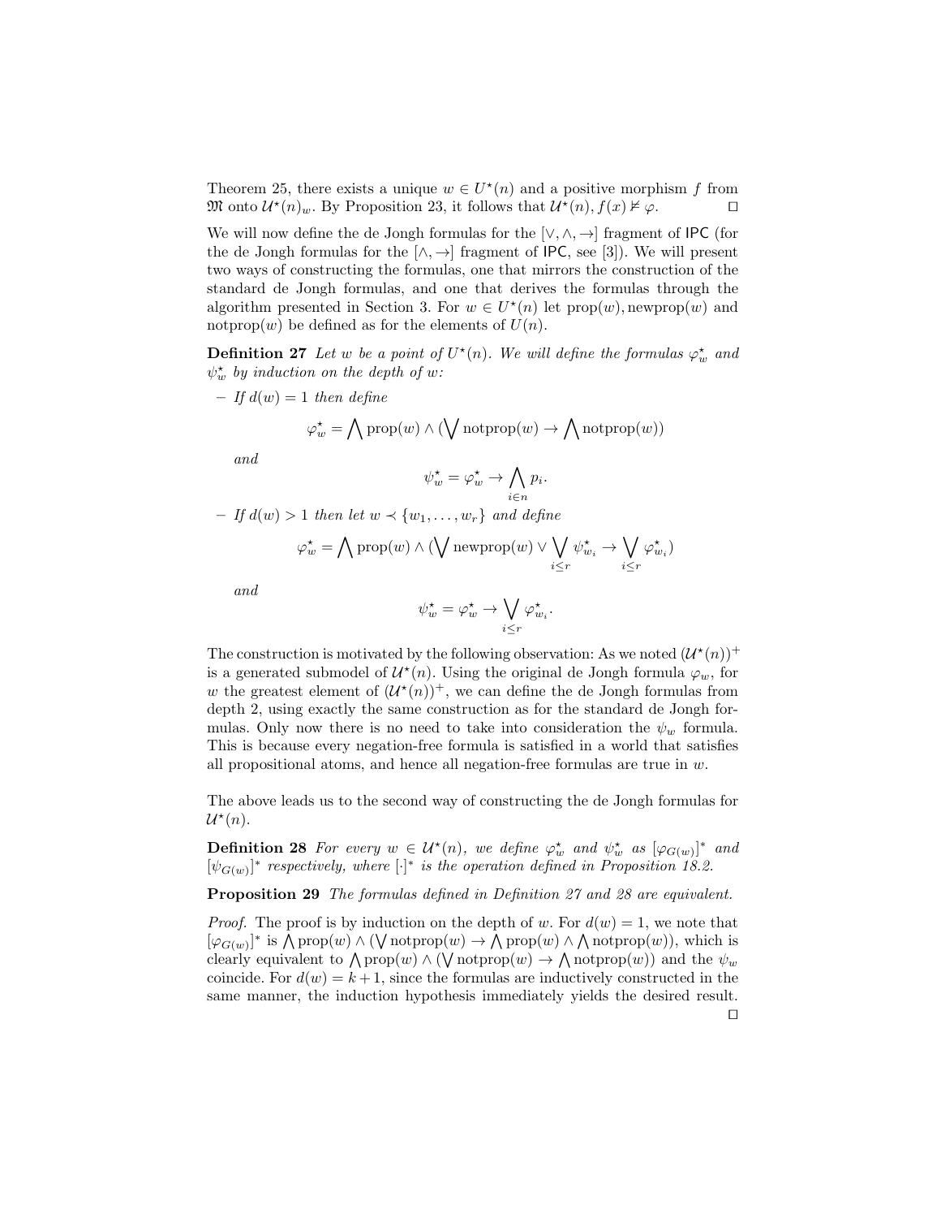Theorem 25, there exists a unique $w \in U^\star(n)$ and a positive morphism $f$ from $\mathfrak{M}$ onto $\mathcal{U}^\star(n)_w$. By Proposition 23, it follows that $\mathcal{U}^\star(n), f(x) \nvDash \varphi$. □

We will now define the de Jongh formulas for the $[\vee, \wedge, \to]$ fragment of IPC (for the de Jongh formulas for the $[\wedge, \to]$ fragment of IPC, see [3]). We will present two ways of constructing the formulas, one that mirrors the construction of the standard de Jongh formulas, and one that derives the formulas through the algorithm presented in Section 3. For $w \in U^\star(n)$ let $\text{prop}(w), \text{newprop}(w)$ and $\text{notprop}(w)$ be defined as for the elements of $U(n)$.

**Definition 27** *Let $w$ be a point of $U^\star(n)$. We will define the formulas $\varphi^\star_w$ and $\psi^\star_w$ by induction on the depth of $w$:*

- *If $d(w) = 1$ then define*

$$\varphi^\star_w = \bigwedge \text{prop}(w) \wedge (\bigvee \text{notprop}(w) \to \bigwedge \text{notprop}(w))$$

*and*

$$\psi^\star_w = \varphi^\star_w \to \bigwedge_{i \in n} p_i.$$

- *If $d(w) > 1$ then let $w \prec \{w_1, \ldots, w_r\}$ and define*

$$\varphi^\star_w = \bigwedge \text{prop}(w) \wedge (\bigvee \text{newprop}(w) \vee \bigvee_{i \leq r} \psi^\star_{w_i} \to \bigvee_{i \leq r} \varphi^\star_{w_i})$$

*and*

$$\psi^\star_w = \varphi^\star_w \to \bigvee_{i \leq r} \varphi^\star_{w_i}.$$

The construction is motivated by the following observation: As we noted $(\mathcal{U}^\star(n))^+$ is a generated submodel of $\mathcal{U}^\star(n)$. Using the original de Jongh formula $\varphi_w$, for $w$ the greatest element of $(\mathcal{U}^\star(n))^+$, we can define the de Jongh formulas from depth 2, using exactly the same construction as for the standard de Jongh formulas. Only now there is no need to take into consideration the $\psi_w$ formula. This is because every negation-free formula is satisfied in a world that satisfies all propositional atoms, and hence all negation-free formulas are true in $w$.

The above leads us to the second way of constructing the de Jongh formulas for $\mathcal{U}^\star(n)$.

**Definition 28** *For every $w \in \mathcal{U}^\star(n)$, we define $\varphi^\star_w$ and $\psi^\star_w$ as $[\varphi_{G(w)}]^*$ and $[\psi_{G(w)}]^*$ respectively, where $[\cdot]^*$ is the operation defined in Proposition 18.2.*

**Proposition 29** *The formulas defined in Definition 27 and 28 are equivalent.*

*Proof.* The proof is by induction on the depth of $w$. For $d(w) = 1$, we note that $[\varphi_{G(w)}]^*$ is $\bigwedge \text{prop}(w) \wedge (\bigvee \text{notprop}(w) \to \bigwedge \text{prop}(w) \wedge \bigwedge \text{notprop}(w))$, which is clearly equivalent to $\bigwedge \text{prop}(w) \wedge (\bigvee \text{notprop}(w) \to \bigwedge \text{notprop}(w))$ and the $\psi_w$ coincide. For $d(w) = k+1$, since the formulas are inductively constructed in the same manner, the induction hypothesis immediately yields the desired result. □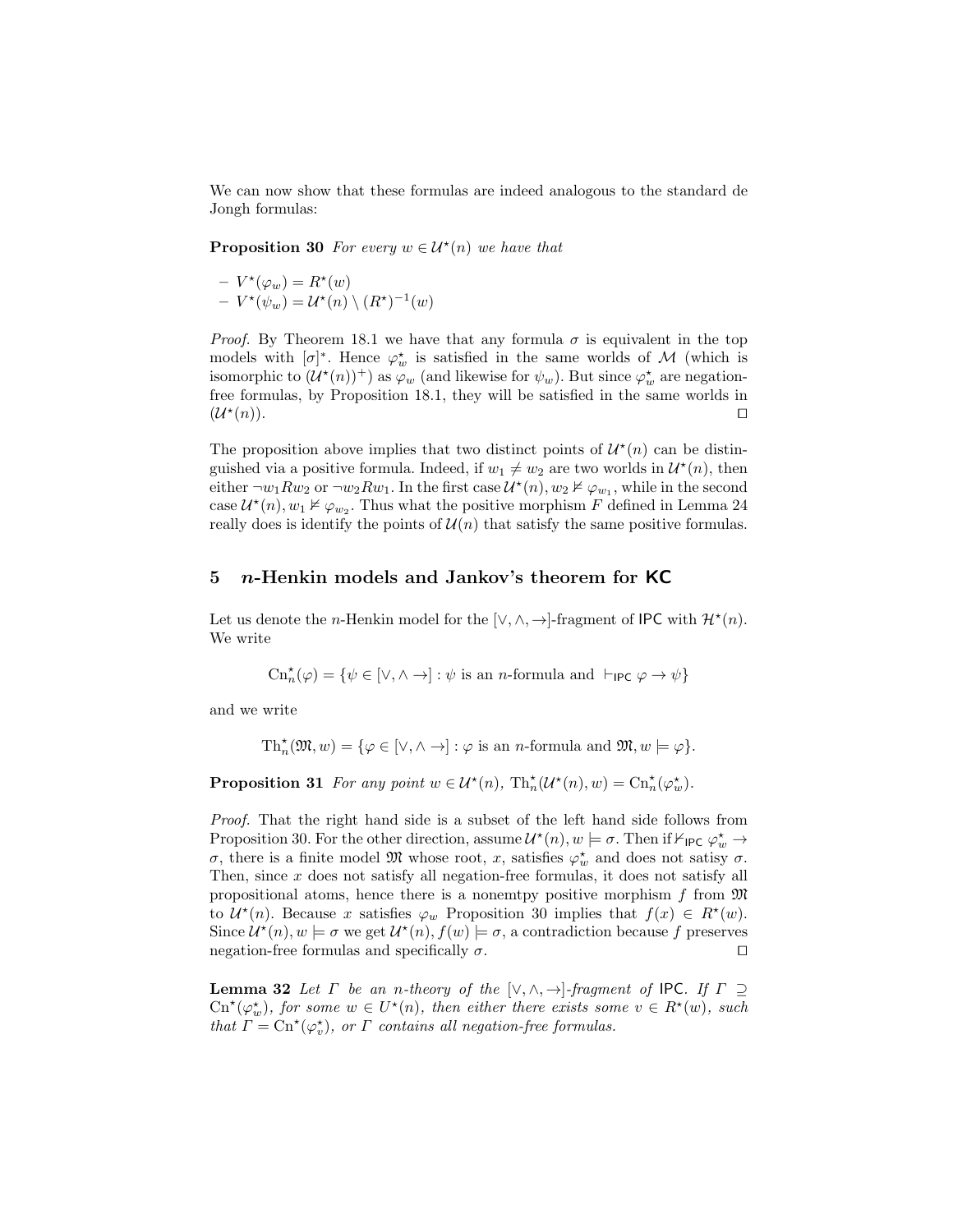We can now show that these formulas are indeed analogous to the standard de Jongh formulas:

**Proposition 30** *For every $w \in \mathcal{U}^\star(n)$ we have that*

- $V^\star(\varphi_w) = R^\star(w)$
- $V^\star(\psi_w) = \mathcal{U}^\star(n) \setminus (R^\star)^{-1}(w)$

*Proof.* By Theorem 18.1 we have that any formula $\sigma$ is equivalent in the top models with $[\sigma]^*$. Hence $\varphi^\star_w$ is satisfied in the same worlds of $\mathcal{M}$ (which is isomorphic to $(\mathcal{U}^\star(n))^+$) as $\varphi_w$ (and likewise for $\psi_w$). But since $\varphi^\star_w$ are negation-free formulas, by Proposition 18.1, they will be satisfied in the same worlds in $(\mathcal{U}^\star(n))$. $\square$

The proposition above implies that two distinct points of $\mathcal{U}^\star(n)$ can be distinguished via a positive formula. Indeed, if $w_1 \neq w_2$ are two worlds in $\mathcal{U}^\star(n)$, then either $\neg w_1 R w_2$ or $\neg w_2 R w_1$. In the first case $\mathcal{U}^\star(n), w_2 \nvDash \varphi_{w_1}$, while in the second case $\mathcal{U}^\star(n), w_1 \nvDash \varphi_{w_2}$. Thus what the positive morphism $F$ defined in Lemma 24 really does is identify the points of $\mathcal{U}(n)$ that satisfy the same positive formulas.

## 5 $n$-Henkin models and Jankov's theorem for KC

Let us denote the $n$-Henkin model for the $[\vee, \wedge, \to]$-fragment of IPC with $\mathcal{H}^\star(n)$. We write

$$\mathrm{Cn}^\star_n(\varphi) = \{\psi \in [\vee, \wedge \to] : \psi \text{ is an } n\text{-formula and } \vdash_{\mathsf{IPC}} \varphi \to \psi\}$$

and we write

$$\mathrm{Th}^\star_n(\mathfrak{M}, w) = \{\varphi \in [\vee, \wedge \to] : \varphi \text{ is an } n\text{-formula and } \mathfrak{M}, w \models \varphi\}.$$

**Proposition 31** *For any point $w \in \mathcal{U}^\star(n)$, $\mathrm{Th}^\star_n(\mathcal{U}^\star(n), w) = \mathrm{Cn}^\star_n(\varphi^\star_w)$.*

*Proof.* That the right hand side is a subset of the left hand side follows from Proposition 30. For the other direction, assume $\mathcal{U}^\star(n), w \models \sigma$. Then if $\nvdash_{\mathsf{IPC}} \varphi^\star_w \to \sigma$, there is a finite model $\mathfrak{M}$ whose root, $x$, satisfies $\varphi^\star_w$ and does not satisy $\sigma$. Then, since $x$ does not satisfy all negation-free formulas, it does not satisfy all propositional atoms, hence there is a nonemtpy positive morphism $f$ from $\mathfrak{M}$ to $\mathcal{U}^\star(n)$. Because $x$ satisfies $\varphi_w$ Proposition 30 implies that $f(x) \in R^\star(w)$. Since $\mathcal{U}^\star(n), w \models \sigma$ we get $\mathcal{U}^\star(n), f(w) \models \sigma$, a contradiction because $f$ preserves negation-free formulas and specifically $\sigma$. $\square$

**Lemma 32** *Let $\Gamma$ be an $n$-theory of the $[\vee, \wedge, \to]$-fragment of IPC. If $\Gamma \supseteq \mathrm{Cn}^\star(\varphi^\star_w)$, for some $w \in U^\star(n)$, then either there exists some $v \in R^\star(w)$, such that $\Gamma = \mathrm{Cn}^\star(\varphi^\star_v)$, or $\Gamma$ contains all negation-free formulas.*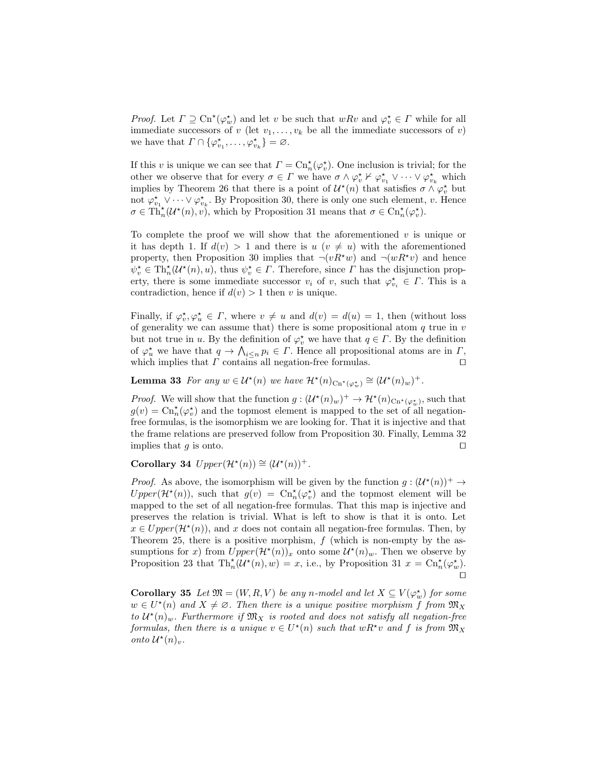*Proof.* Let $\Gamma \supseteq \mathrm{Cn}^\star(\varphi^\star_w)$ and let $v$ be such that $wRv$ and $\varphi^\star_v \in \Gamma$ while for all immediate successors of $v$ (let $v_1, \ldots, v_k$ be all the immediate successors of $v$) we have that $\Gamma \cap \{\varphi^\star_{v_1}, \ldots, \varphi^\star_{v_k}\} = \varnothing$.

If this $v$ is unique we can see that $\Gamma = \mathrm{Cn}^\star_n(\varphi^\star_v)$. One inclusion is trivial; for the other we observe that for every $\sigma \in \Gamma$ we have $\sigma \wedge \varphi^\star_v \nvdash \varphi^\star_{v_1} \vee \cdots \vee \varphi^\star_{v_k}$ which implies by Theorem 26 that there is a point of $\mathcal{U}^\star(n)$ that satisfies $\sigma \wedge \varphi^\star_v$ but not $\varphi^\star_{v_1} \vee \cdots \vee \varphi^\star_{v_k}$. By Proposition 30, there is only one such element, $v$. Hence $\sigma \in \mathrm{Th}^\star_n(\mathcal{U}^\star(n), v)$, which by Proposition 31 means that $\sigma \in \mathrm{Cn}^\star_n(\varphi^\star_v)$.

To complete the proof we will show that the aforementioned $v$ is unique or it has depth 1. If $d(v) > 1$ and there is $u$ ($v \neq u$) with the aforementioned property, then Proposition 30 implies that $\neg(vR^\star w)$ and $\neg(wR^\star v)$ and hence $\psi^\star_v \in \mathrm{Th}^\star_n(\mathcal{U}^\star(n), u)$, thus $\psi^\star_v \in \Gamma$. Therefore, since $\Gamma$ has the disjunction property, there is some immediate successor $v_i$ of $v$, such that $\varphi^\star_{v_i} \in \Gamma$. This is a contradiction, hence if $d(v) > 1$ then $v$ is unique.

Finally, if $\varphi^\star_v, \varphi^\star_u \in \Gamma$, where $v \neq u$ and $d(v) = d(u) = 1$, then (without loss of generality we can assume that) there is some propositional atom $q$ true in $v$ but not true in $u$. By the definition of $\varphi^\star_v$ we have that $q \in \Gamma$. By the definition of $\varphi^\star_u$ we have that $q \to \bigwedge_{i \leq n} p_i \in \Gamma$. Hence all propositional atoms are in $\Gamma$, which implies that $\Gamma$ contains all negation-free formulas. $\square$

**Lemma 33** *For any $w \in \mathcal{U}^\star(n)$ we have $\mathcal{H}^\star(n)_{\mathrm{Cn}^\star(\varphi^\star_w)} \cong (\mathcal{U}^\star(n)_w)^+$.*

*Proof.* We will show that the function $g : (\mathcal{U}^\star(n)_w)^+ \to \mathcal{H}^\star(n)_{\mathrm{Cn}^\star(\varphi^\star_w)}$, such that $g(v) = \mathrm{Cn}^\star_n(\varphi^\star_v)$ and the topmost element is mapped to the set of all negation-free formulas, is the isomorphism we are looking for. That it is injective and that the frame relations are preserved follow from Proposition 30. Finally, Lemma 32 implies that $g$ is onto. $\square$

**Corollary 34** $Upper(\mathcal{H}^\star(n)) \cong (\mathcal{U}^\star(n))^+$.

*Proof.* As above, the isomorphism will be given by the function $g : (\mathcal{U}^\star(n))^+ \to Upper(\mathcal{H}^\star(n))$, such that $g(v) = \mathrm{Cn}^\star_n(\varphi^\star_v)$ and the topmost element will be mapped to the set of all negation-free formulas. That this map is injective and preserves the relation is trivial. What is left to show is that it is onto. Let $x \in Upper(\mathcal{H}^\star(n))$, and $x$ does not contain all negation-free formulas. Then, by Theorem 25, there is a positive morphism, $f$ (which is non-empty by the assumptions for $x$) from $Upper(\mathcal{H}^\star(n))_x$ onto some $\mathcal{U}^\star(n)_w$. Then we observe by Proposition 23 that $\mathrm{Th}^\star_n(\mathcal{U}^\star(n), w) = x$, i.e., by Proposition 31 $x = \mathrm{Cn}^\star_n(\varphi^\star_w)$. $\square$

**Corollary 35** *Let $\mathfrak{M} = (W, R, V)$ be any $n$-model and let $X \subseteq V(\varphi^\star_w)$ for some $w \in U^\star(n)$ and $X \neq \varnothing$. Then there is a unique positive morphism $f$ from $\mathfrak{M}_X$ to $\mathcal{U}^\star(n)_w$. Furthermore if $\mathfrak{M}_X$ is rooted and does not satisfy all negation-free formulas, then there is a unique $v \in U^\star(n)$ such that $wR^\star v$ and $f$ is from $\mathfrak{M}_X$ onto $\mathcal{U}^\star(n)_v$.*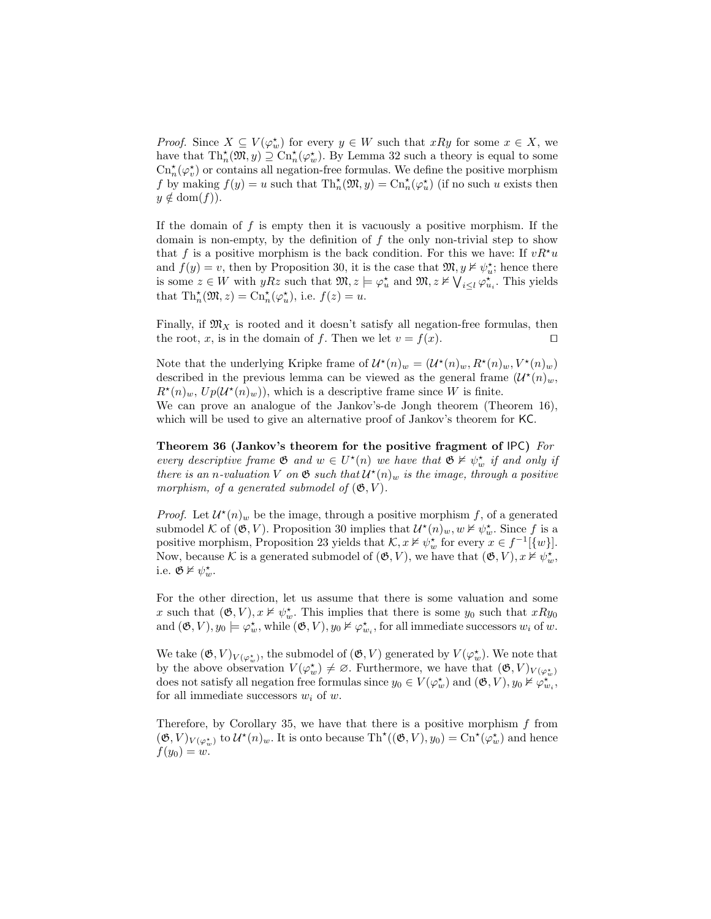*Proof.* Since $X \subseteq V(\varphi^\star_w)$ for every $y \in W$ such that $xRy$ for some $x \in X$, we have that $\mathrm{Th}^\star_n(\mathfrak{M}, y) \supseteq \mathrm{Cn}^\star_n(\varphi^\star_w)$. By Lemma 32 such a theory is equal to some $\mathrm{Cn}^\star_n(\varphi^\star_v)$ or contains all negation-free formulas. We define the positive morphism $f$ by making $f(y) = u$ such that $\mathrm{Th}^\star_n(\mathfrak{M}, y) = \mathrm{Cn}^\star_n(\varphi^\star_u)$ (if no such $u$ exists then $y \notin \mathrm{dom}(f)$).

If the domain of $f$ is empty then it is vacuously a positive morphism. If the domain is non-empty, by the definition of $f$ the only non-trivial step to show that $f$ is a positive morphism is the back condition. For this we have: If $vR^\star u$ and $f(y) = v$, then by Proposition 30, it is the case that $\mathfrak{M}, y \nvDash \psi^\star_u$; hence there is some $z \in W$ with $yRz$ such that $\mathfrak{M}, z \models \varphi^\star_u$ and $\mathfrak{M}, z \nvDash \bigvee_{i \leq l} \varphi^\star_{u_i}$. This yields that $\mathrm{Th}^\star_n(\mathfrak{M}, z) = \mathrm{Cn}^\star_n(\varphi^\star_u)$, i.e. $f(z) = u$.

Finally, if $\mathfrak{M}_X$ is rooted and it doesn't satisfy all negation-free formulas, then the root, $x$, is in the domain of $f$. Then we let $v = f(x)$. $\square$

Note that the underlying Kripke frame of $\mathcal{U}^\star(n)_w = (\mathcal{U}^\star(n)_w, R^\star(n)_w, V^\star(n)_w)$ described in the previous lemma can be viewed as the general frame $(\mathcal{U}^\star(n)_w, R^\star(n)_w, Up(\mathcal{U}^\star(n)_w))$, which is a descriptive frame since $W$ is finite.
We can prove an analogue of the Jankov's-de Jongh theorem (Theorem 16), which will be used to give an alternative proof of Jankov's theorem for KC.

**Theorem 36 (Jankov's theorem for the positive fragment of IPC)** *For every descriptive frame $\mathfrak{G}$ and $w \in U^\star(n)$ we have that $\mathfrak{G} \nvDash \psi^\star_w$ if and only if there is an $n$-valuation $V$ on $\mathfrak{G}$ such that $\mathcal{U}^\star(n)_w$ is the image, through a positive morphism, of a generated submodel of $(\mathfrak{G}, V)$.*

*Proof.* Let $\mathcal{U}^\star(n)_w$ be the image, through a positive morphism $f$, of a generated submodel $\mathcal{K}$ of $(\mathfrak{G}, V)$. Proposition 30 implies that $\mathcal{U}^\star(n)_w, w \nvDash \psi^\star_w$. Since $f$ is a positive morphism, Proposition 23 yields that $\mathcal{K}, x \nvDash \psi^\star_w$ for every $x \in f^{-1}[\{w\}]$. Now, because $\mathcal{K}$ is a generated submodel of $(\mathfrak{G}, V)$, we have that $(\mathfrak{G}, V), x \nvDash \psi^\star_w$, i.e. $\mathfrak{G} \nvDash \psi^\star_w$.

For the other direction, let us assume that there is some valuation and some $x$ such that $(\mathfrak{G}, V), x \nvDash \psi^\star_w$. This implies that there is some $y_0$ such that $xRy_0$ and $(\mathfrak{G}, V), y_0 \models \varphi^\star_w$, while $(\mathfrak{G}, V), y_0 \nvDash \varphi^\star_{w_i}$, for all immediate successors $w_i$ of $w$.

We take $(\mathfrak{G}, V)_{V(\varphi^\star_w)}$, the submodel of $(\mathfrak{G}, V)$ generated by $V(\varphi^\star_w)$. We note that by the above observation $V(\varphi^\star_w) \neq \varnothing$. Furthermore, we have that $(\mathfrak{G}, V)_{V(\varphi^\star_w)}$ does not satisfy all negation free formulas since $y_0 \in V(\varphi^\star_w)$ and $(\mathfrak{G}, V), y_0 \nvDash \varphi^\star_{w_i}$, for all immediate successors $w_i$ of $w$.

Therefore, by Corollary 35, we have that there is a positive morphism $f$ from $(\mathfrak{G}, V)_{V(\varphi^\star_w)}$ to $\mathcal{U}^\star(n)_w$. It is onto because $\mathrm{Th}^\star((\mathfrak{G}, V), y_0) = \mathrm{Cn}^\star(\varphi^\star_w)$ and hence $f(y_0) = w$.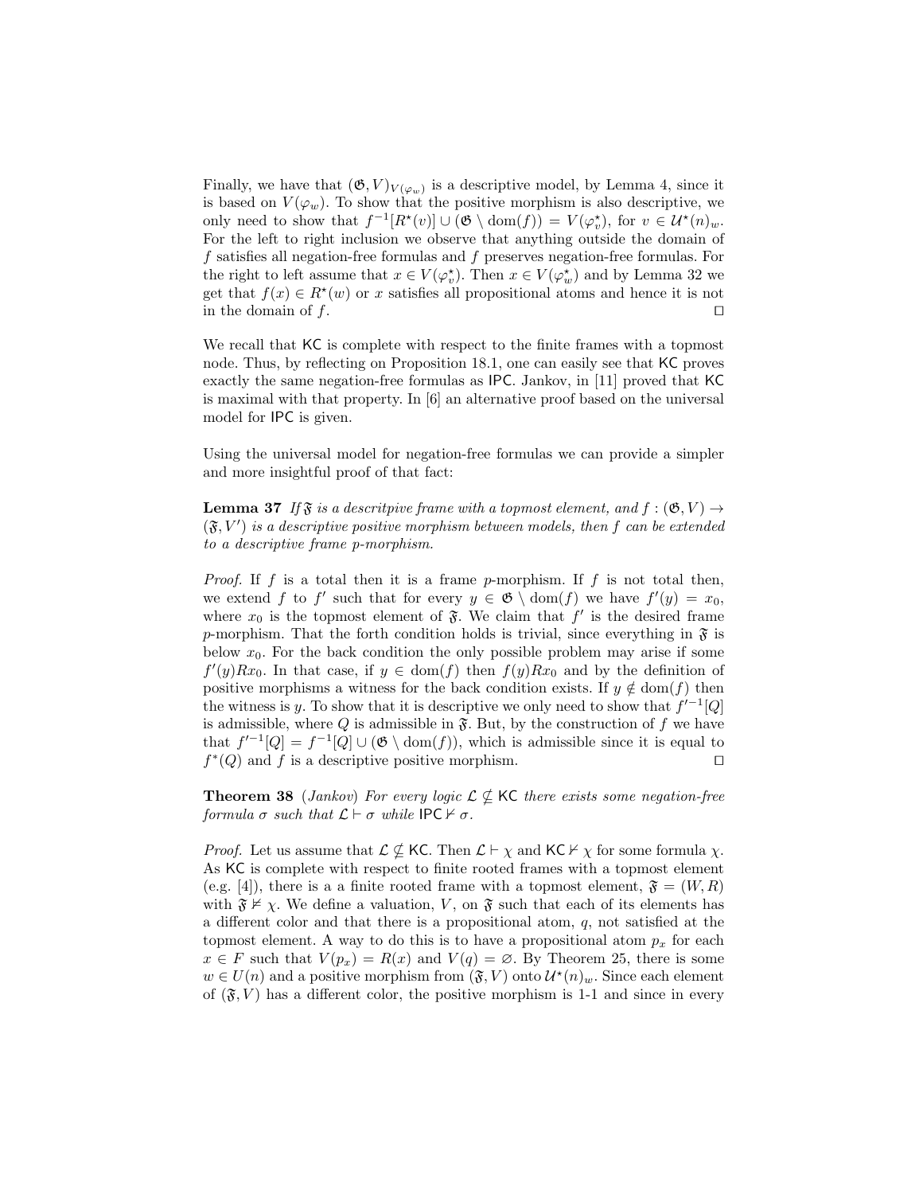Finally, we have that $(\mathfrak{G}, V)_{V(\varphi_w)}$ is a descriptive model, by Lemma 4, since it is based on $V(\varphi_w)$. To show that the positive morphism is also descriptive, we only need to show that $f^{-1}[R^\star(v)] \cup (\mathfrak{G} \setminus \mathrm{dom}(f)) = V(\varphi_v^\star)$, for $v \in \mathcal{U}^\star(n)_w$. For the left to right inclusion we observe that anything outside the domain of $f$ satisfies all negation-free formulas and $f$ preserves negation-free formulas. For the right to left assume that $x \in V(\varphi_v^\star)$. Then $x \in V(\varphi_w^\star)$ and by Lemma 32 we get that $f(x) \in R^\star(w)$ or $x$ satisfies all propositional atoms and hence it is not in the domain of $f$. $\square$

We recall that KC is complete with respect to the finite frames with a topmost node. Thus, by reflecting on Proposition 18.1, one can easily see that KC proves exactly the same negation-free formulas as IPC. Jankov, in [11] proved that KC is maximal with that property. In [6] an alternative proof based on the universal model for IPC is given.

Using the universal model for negation-free formulas we can provide a simpler and more insightful proof of that fact:

**Lemma 37** *If $\mathfrak{F}$ is a descritpive frame with a topmost element, and $f : (\mathfrak{G}, V) \to (\mathfrak{F}, V')$ is a descriptive positive morphism between models, then $f$ can be extended to a descriptive frame p-morphism.*

*Proof.* If $f$ is a total then it is a frame $p$-morphism. If $f$ is not total then, we extend $f$ to $f'$ such that for every $y \in \mathfrak{G} \setminus \mathrm{dom}(f)$ we have $f'(y) = x_0$, where $x_0$ is the topmost element of $\mathfrak{F}$. We claim that $f'$ is the desired frame $p$-morphism. That the forth condition holds is trivial, since everything in $\mathfrak{F}$ is below $x_0$. For the back condition the only possible problem may arise if some $f'(y)Rx_0$. In that case, if $y \in \mathrm{dom}(f)$ then $f(y)Rx_0$ and by the definition of positive morphisms a witness for the back condition exists. If $y \notin \mathrm{dom}(f)$ then the witness is $y$. To show that it is descriptive we only need to show that $f'^{-1}[Q]$ is admissible, where $Q$ is admissible in $\mathfrak{F}$. But, by the construction of $f$ we have that $f'^{-1}[Q] = f^{-1}[Q] \cup (\mathfrak{G} \setminus \mathrm{dom}(f))$, which is admissible since it is equal to $f^*(Q)$ and $f$ is a descriptive positive morphism. $\square$

**Theorem 38** (*Jankov*) *For every logic $\mathcal{L} \nsubseteq$ KC there exists some negation-free formula $\sigma$ such that $\mathcal{L} \vdash \sigma$ while IPC $\nvdash \sigma$.*

*Proof.* Let us assume that $\mathcal{L} \nsubseteq$ KC. Then $\mathcal{L} \vdash \chi$ and KC $\nvdash \chi$ for some formula $\chi$. As KC is complete with respect to finite rooted frames with a topmost element (e.g. [4]), there is a a finite rooted frame with a topmost element, $\mathfrak{F} = (W, R)$ with $\mathfrak{F} \nvDash \chi$. We define a valuation, $V$, on $\mathfrak{F}$ such that each of its elements has a different color and that there is a propositional atom, $q$, not satisfied at the topmost element. A way to do this is to have a propositional atom $p_x$ for each $x \in F$ such that $V(p_x) = R(x)$ and $V(q) = \varnothing$. By Theorem 25, there is some $w \in U(n)$ and a positive morphism from $(\mathfrak{F}, V)$ onto $\mathcal{U}^\star(n)_w$. Since each element of $(\mathfrak{F}, V)$ has a different color, the positive morphism is 1-1 and since in every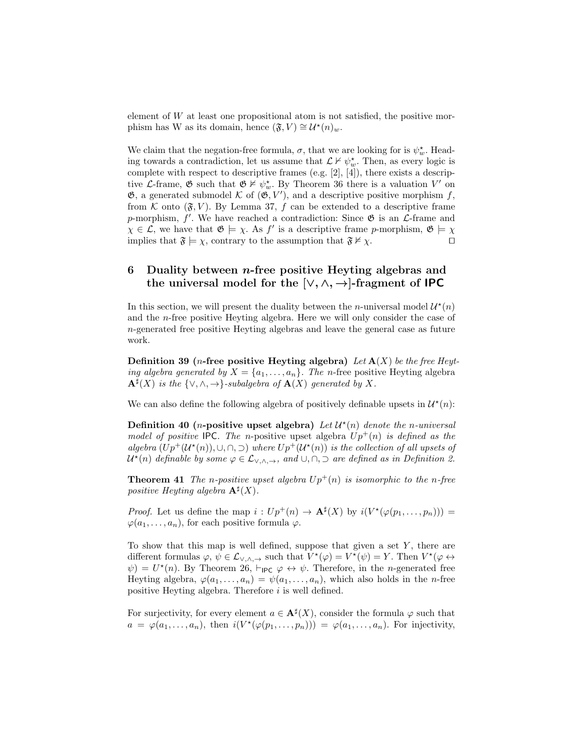element of $W$ at least one propositional atom is not satisfied, the positive morphism has W as its domain, hence $(\mathfrak{F}, V) \cong \mathcal{U}^\star(n)_w$.

We claim that the negation-free formula, $\sigma$, that we are looking for is $\psi^\star_w$. Heading towards a contradiction, let us assume that $\mathcal{L} \nvdash \psi^\star_w$. Then, as every logic is complete with respect to descriptive frames (e.g. [2], [4]), there exists a descriptive $\mathcal{L}$-frame, $\mathfrak{G}$ such that $\mathfrak{G} \nvDash \psi^\star_w$. By Theorem 36 there is a valuation $V'$ on $\mathfrak{G}$, a generated submodel $\mathcal{K}$ of $(\mathfrak{G}, V')$, and a descriptive positive morphism $f$, from $\mathcal{K}$ onto $(\mathfrak{F}, V)$. By Lemma 37, $f$ can be extended to a descriptive frame $p$-morphism, $f'$. We have reached a contradiction: Since $\mathfrak{G}$ is an $\mathcal{L}$-frame and $\chi \in \mathcal{L}$, we have that $\mathfrak{G} \models \chi$. As $f'$ is a descriptive frame $p$-morphism, $\mathfrak{G} \models \chi$ implies that $\mathfrak{F} \models \chi$, contrary to the assumption that $\mathfrak{F} \nvDash \chi$. □

## 6 Duality between $n$-free positive Heyting algebras and the universal model for the $[\vee, \wedge, \rightarrow]$-fragment of IPC

In this section, we will present the duality between the $n$-universal model $\mathcal{U}^\star(n)$ and the $n$-free positive Heyting algebra. Here we will only consider the case of $n$-generated free positive Heyting algebras and leave the general case as future work.

**Definition 39 ($n$-free positive Heyting algebra)** *Let $\mathbf{A}(X)$ be the free Heyting algebra generated by $X = \{a_1, \ldots, a_n\}$. The $n$-free positive Heyting algebra $\mathbf{A}^\sharp(X)$ is the $\{\vee, \wedge, \rightarrow\}$-subalgebra of $\mathbf{A}(X)$ generated by $X$.*

We can also define the following algebra of positively definable upsets in $\mathcal{U}^\star(n)$:

**Definition 40 ($n$-positive upset algebra)** *Let $\mathcal{U}^\star(n)$ denote the $n$-universal model of positive IPC. The $n$-positive upset algebra $Up^+(n)$ is defined as the algebra $(Up^+(\mathcal{U}^\star(n)), \cup, \cap, \supset)$ where $Up^+(\mathcal{U}^\star(n))$ is the collection of all upsets of $\mathcal{U}^\star(n)$ definable by some $\varphi \in \mathcal{L}_{\vee,\wedge,\rightarrow}$, and $\cup, \cap, \supset$ are defined as in Definition 2.*

**Theorem 41** *The $n$-positive upset algebra $Up^+(n)$ is isomorphic to the $n$-free positive Heyting algebra $\mathbf{A}^\sharp(X)$.*

*Proof.* Let us define the map $i : Up^+(n) \rightarrow \mathbf{A}^\sharp(X)$ by $i(V^\star(\varphi(p_1, \ldots, p_n))) = \varphi(a_1, \ldots, a_n)$, for each positive formula $\varphi$.

To show that this map is well defined, suppose that given a set $Y$, there are different formulas $\varphi$, $\psi \in \mathcal{L}_{\vee,\wedge,\rightarrow}$ such that $V^\star(\varphi) = V^\star(\psi) = Y$. Then $V^\star(\varphi \leftrightarrow \psi) = U^\star(n)$. By Theorem 26, $\vdash_{\mathsf{IPC}} \varphi \leftrightarrow \psi$. Therefore, in the $n$-generated free Heyting algebra, $\varphi(a_1, \ldots, a_n) = \psi(a_1, \ldots, a_n)$, which also holds in the $n$-free positive Heyting algebra. Therefore $i$ is well defined.

For surjectivity, for every element $a \in \mathbf{A}^\sharp(X)$, consider the formula $\varphi$ such that $a = \varphi(a_1, \ldots, a_n)$, then $i(V^\star(\varphi(p_1, \ldots, p_n))) = \varphi(a_1, \ldots, a_n)$. For injectivity,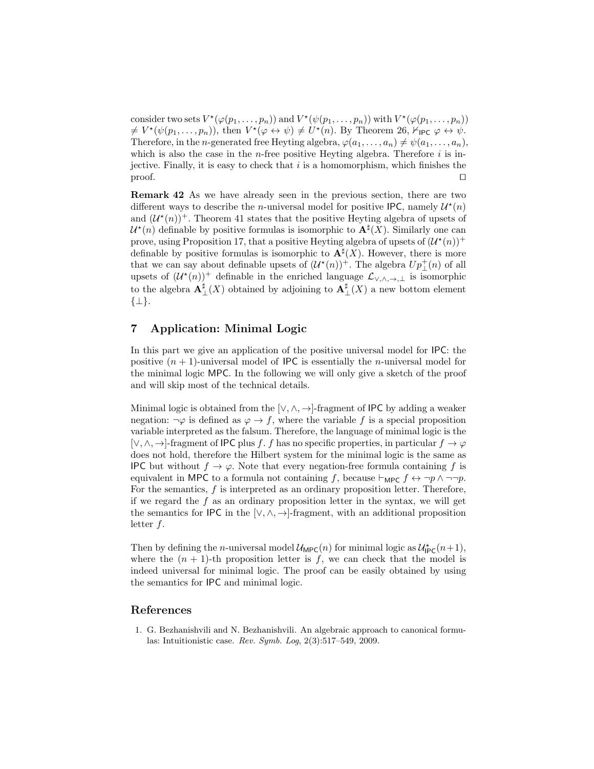consider two sets $V^\star(\varphi(p_1, \ldots, p_n))$ and $V^\star(\psi(p_1, \ldots, p_n))$ with $V^\star(\varphi(p_1, \ldots, p_n)) \neq V^\star(\psi(p_1, \ldots, p_n))$, then $V^\star(\varphi \leftrightarrow \psi) \neq U^\star(n)$. By Theorem 26, $\nvdash_{\mathsf{IPC}} \varphi \leftrightarrow \psi$. Therefore, in the $n$-generated free Heyting algebra, $\varphi(a_1, \ldots, a_n) \neq \psi(a_1, \ldots, a_n)$, which is also the case in the $n$-free positive Heyting algebra. Therefore $i$ is injective. Finally, it is easy to check that $i$ is a homomorphism, which finishes the proof. ⊓⊔

**Remark 42** As we have already seen in the previous section, there are two different ways to describe the $n$-universal model for positive IPC, namely $\mathcal{U}^\star(n)$ and $(\mathcal{U}^\star(n))^+$. Theorem 41 states that the positive Heyting algebra of upsets of $\mathcal{U}^\star(n)$ definable by positive formulas is isomorphic to $\mathbf{A}^\sharp(X)$. Similarly one can prove, using Proposition 17, that a positive Heyting algebra of upsets of $(\mathcal{U}^\star(n))^+$ definable by positive formulas is isomorphic to $\mathbf{A}^\sharp(X)$. However, there is more that we can say about definable upsets of $(\mathcal{U}^\star(n))^+$. The algebra $Up^+_\bot(n)$ of all upsets of $(\mathcal{U}^\star(n))^+$ definable in the enriched language $\mathcal{L}_{\vee,\wedge,\to,\bot}$ is isomorphic to the algebra $\mathbf{A}^\sharp_\bot(X)$ obtained by adjoining to $\mathbf{A}^\sharp_\bot(X)$ a new bottom element $\{\bot\}$.

## 7 Application: Minimal Logic

In this part we give an application of the positive universal model for IPC: the positive $(n+1)$-universal model of IPC is essentially the $n$-universal model for the minimal logic MPC. In the following we will only give a sketch of the proof and will skip most of the technical details.

Minimal logic is obtained from the $[\vee, \wedge, \to]$-fragment of IPC by adding a weaker negation: $\neg\varphi$ is defined as $\varphi \to f$, where the variable $f$ is a special proposition variable interpreted as the falsum. Therefore, the language of minimal logic is the $[\vee, \wedge, \to]$-fragment of IPC plus $f$. $f$ has no specific properties, in particular $f \to \varphi$ does not hold, therefore the Hilbert system for the minimal logic is the same as IPC but without $f \to \varphi$. Note that every negation-free formula containing $f$ is equivalent in MPC to a formula not containing $f$, because $\vdash_{\mathsf{MPC}} f \leftrightarrow \neg p \wedge \neg\neg p$. For the semantics, $f$ is interpreted as an ordinary proposition letter. Therefore, if we regard the $f$ as an ordinary proposition letter in the syntax, we will get the semantics for IPC in the $[\vee, \wedge, \to]$-fragment, with an additional proposition letter $f$.

Then by defining the $n$-universal model $\mathcal{U}_{\mathsf{MPC}}(n)$ for minimal logic as $\mathcal{U}^\star_{\mathsf{IPC}}(n+1)$, where the $(n+1)$-th proposition letter is $f$, we can check that the model is indeed universal for minimal logic. The proof can be easily obtained by using the semantics for IPC and minimal logic.

## References

1. G. Bezhanishvili and N. Bezhanishvili. An algebraic approach to canonical formulas: Intuitionistic case. *Rev. Symb. Log*, 2(3):517–549, 2009.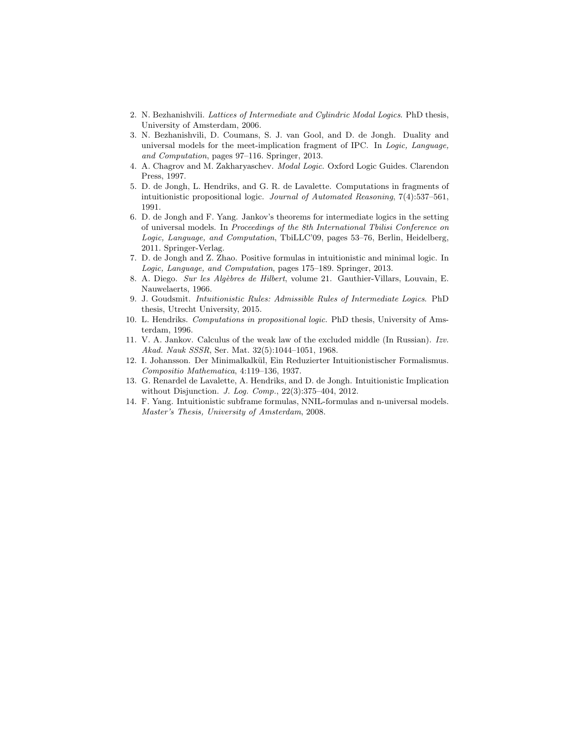2. N. Bezhanishvili. *Lattices of Intermediate and Cylindric Modal Logics*. PhD thesis, University of Amsterdam, 2006.
3. N. Bezhanishvili, D. Coumans, S. J. van Gool, and D. de Jongh. Duality and universal models for the meet-implication fragment of IPC. In *Logic, Language, and Computation*, pages 97–116. Springer, 2013.
4. A. Chagrov and M. Zakharyaschev. *Modal Logic*. Oxford Logic Guides. Clarendon Press, 1997.
5. D. de Jongh, L. Hendriks, and G. R. de Lavalette. Computations in fragments of intuitionistic propositional logic. *Journal of Automated Reasoning*, 7(4):537–561, 1991.
6. D. de Jongh and F. Yang. Jankov's theorems for intermediate logics in the setting of universal models. In *Proceedings of the 8th International Tbilisi Conference on Logic, Language, and Computation*, TbiLLC'09, pages 53–76, Berlin, Heidelberg, 2011. Springer-Verlag.
7. D. de Jongh and Z. Zhao. Positive formulas in intuitionistic and minimal logic. In *Logic, Language, and Computation*, pages 175–189. Springer, 2013.
8. A. Diego. *Sur les Algèbres de Hilbert*, volume 21. Gauthier-Villars, Louvain, E. Nauwelaerts, 1966.
9. J. Goudsmit. *Intuitionistic Rules: Admissible Rules of Intermediate Logics*. PhD thesis, Utrecht University, 2015.
10. L. Hendriks. *Computations in propositional logic*. PhD thesis, University of Amsterdam, 1996.
11. V. A. Jankov. Calculus of the weak law of the excluded middle (In Russian). *Izv. Akad. Nauk SSSR*, Ser. Mat. 32(5):1044–1051, 1968.
12. I. Johansson. Der Minimalkalkül, Ein Reduzierter Intuitionistischer Formalismus. *Compositio Mathematica*, 4:119–136, 1937.
13. G. Renardel de Lavalette, A. Hendriks, and D. de Jongh. Intuitionistic Implication without Disjunction. *J. Log. Comp.*, 22(3):375–404, 2012.
14. F. Yang. Intuitionistic subframe formulas, NNIL-formulas and n-universal models. *Master's Thesis, University of Amsterdam*, 2008.